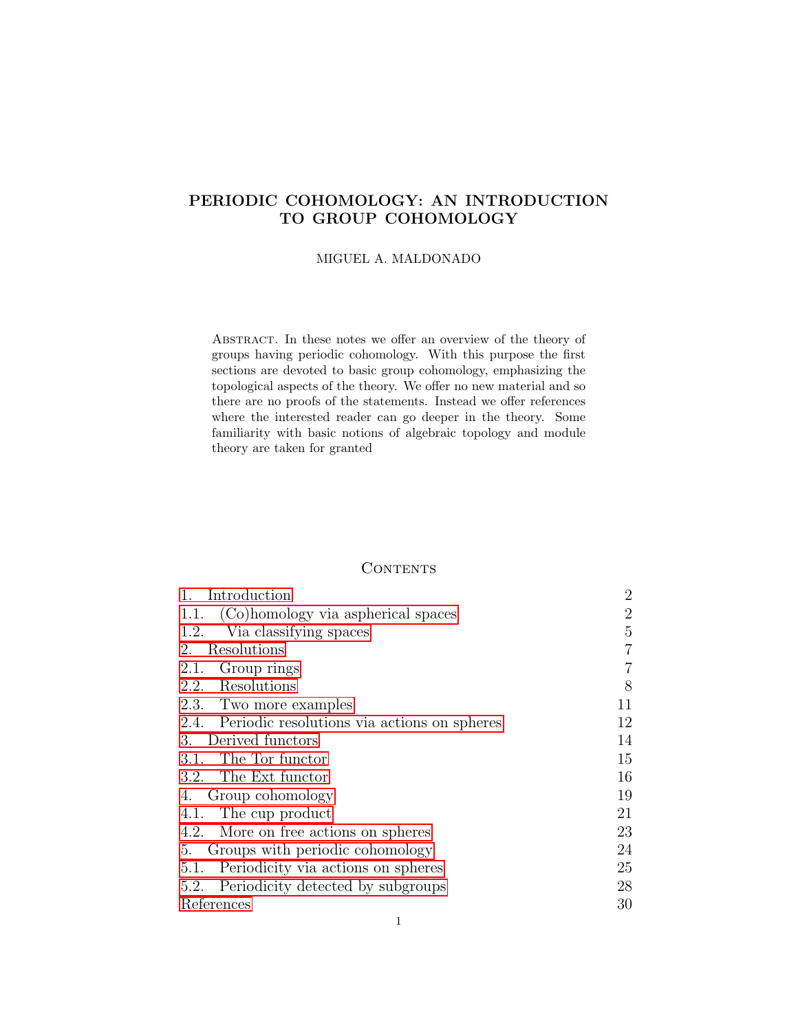# PERIODIC COHOMOLOGY: AN INTRODUCTION TO GROUP COHOMOLOGY

MIGUEL A. MALDONADO

Abstract. In these notes we offer an overview of the theory of groups having periodic cohomology. With this purpose the first sections are devoted to basic group cohomology, emphasizing the topological aspects of the theory. We offer no new material and so there are no proofs of the statements. Instead we offer references where the interested reader can go deeper in the theory. Some familiarity with basic notions of algebraic topology and module theory are taken for granted

## Contents

| | |
|---|---|
| 1. Introduction | 2 |
| 1.1. (Co)homology via aspherical spaces | 2 |
| 1.2. Via classifying spaces | 5 |
| 2. Resolutions | 7 |
| 2.1. Group rings | 7 |
| 2.2. Resolutions | 8 |
| 2.3. Two more examples | 11 |
| 2.4. Periodic resolutions via actions on spheres | 12 |
| 3. Derived functors | 14 |
| 3.1. The Tor functor | 15 |
| 3.2. The Ext functor | 16 |
| 4. Group cohomology | 19 |
| 4.1. The cup product | 21 |
| 4.2. More on free actions on spheres | 23 |
| 5. Groups with periodic cohomology | 24 |
| 5.1. Periodicity via actions on spheres | 25 |
| 5.2. Periodicity detected by subgroups | 28 |
| References | 30 |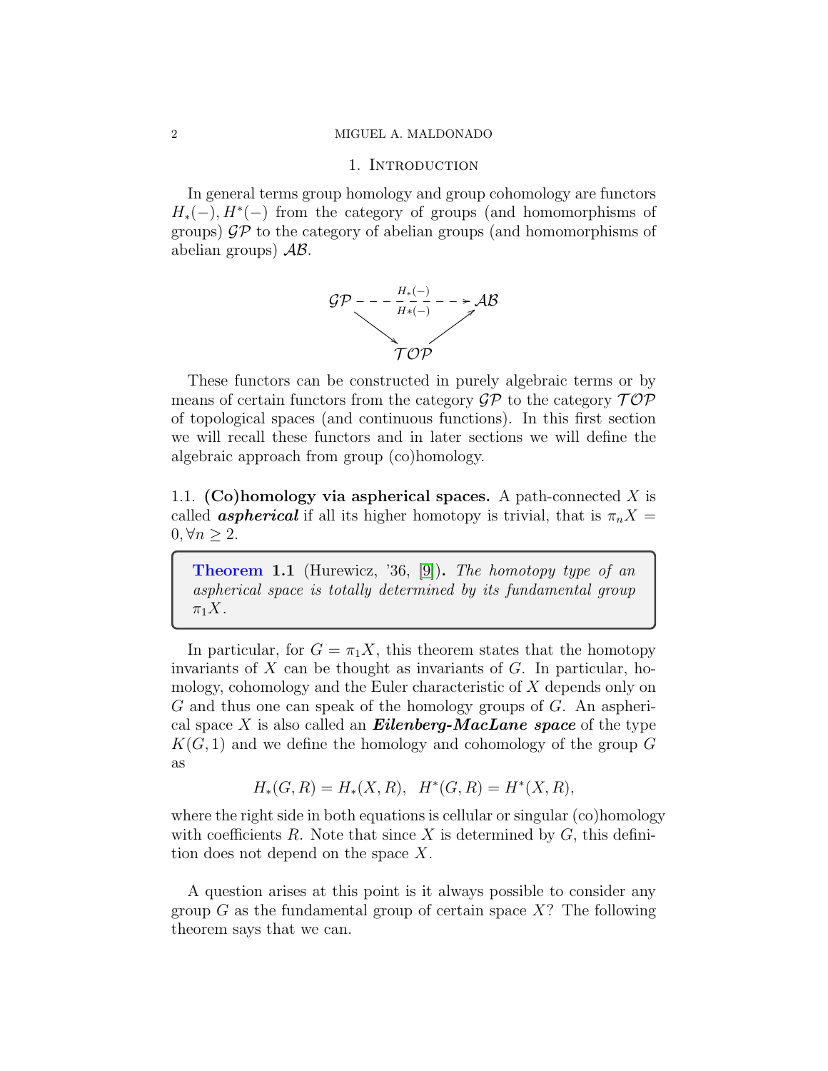## 1. Introduction

In general terms group homology and group cohomology are functors $H_*(-), H^*(-)$ from the category of groups (and homomorphisms of groups) $\mathcal{GP}$ to the category of abelian groups (and homomorphisms of abelian groups) $\mathcal{AB}$.

$$\begin{array}{ccc} \mathcal{GP} & \xrightarrow[H^*(-)]{H_*(-)} & \mathcal{AB} \\ & \searrow \quad \nearrow & \\ & \mathcal{TOP} & \end{array}$$

These functors can be constructed in purely algebraic terms or by means of certain functors from the category $\mathcal{GP}$ to the category $\mathcal{TOP}$ of topological spaces (and continuous functions). In this first section we will recall these functors and in later sections we will define the algebraic approach from group (co)homology.

### 1.1. (Co)homology via aspherical spaces.

A path-connected $X$ is called ***aspherical*** if all its higher homotopy is trivial, that is $\pi_n X = 0, \forall n \geq 2$.

> **Theorem 1.1** (Hurewicz, '36, [9]). *The homotopy type of an aspherical space is totally determined by its fundamental group $\pi_1 X$.*

In particular, for $G = \pi_1 X$, this theorem states that the homotopy invariants of $X$ can be thought as invariants of $G$. In particular, homology, cohomology and the Euler characteristic of $X$ depends only on $G$ and thus one can speak of the homology groups of $G$. An aspherical space $X$ is also called an ***Eilenberg-MacLane space*** of the type $K(G, 1)$ and we define the homology and cohomology of the group $G$ as

$$H_*(G, R) = H_*(X, R), \quad H^*(G, R) = H^*(X, R),$$

where the right side in both equations is cellular or singular (co)homology with coefficients $R$. Note that since $X$ is determined by $G$, this definition does not depend on the space $X$.

A question arises at this point is it always possible to consider any group $G$ as the fundamental group of certain space $X$? The following theorem says that we can.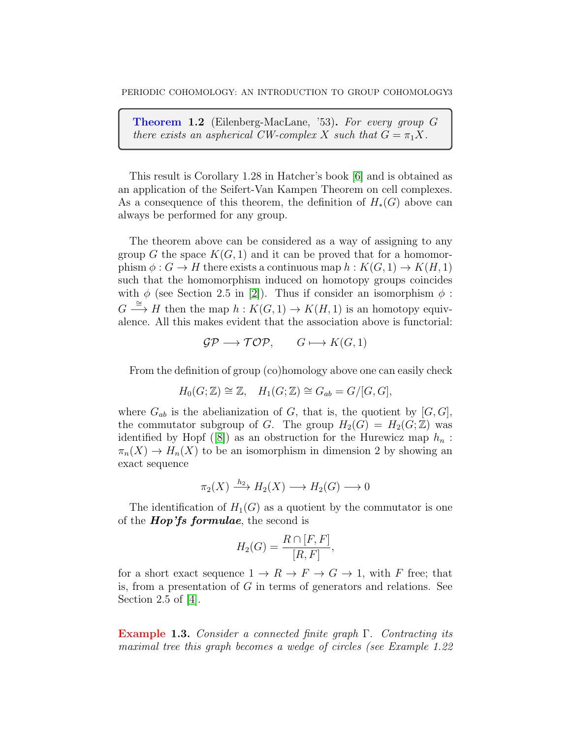**Theorem 1.2** (Eilenberg-MacLane, '53)**.** *For every group $G$ there exists an aspherical CW-complex $X$ such that $G = \pi_1 X$.*

This result is Corollary 1.28 in Hatcher's book [6] and is obtained as an application of the Seifert-Van Kampen Theorem on cell complexes. As a consequence of this theorem, the definition of $H_*(G)$ above can always be performed for any group.

The theorem above can be considered as a way of assigning to any group $G$ the space $K(G,1)$ and it can be proved that for a homomorphism $\phi : G \to H$ there exists a continuous map $h : K(G,1) \to K(H,1)$ such that the homomorphism induced on homotopy groups coincides with $\phi$ (see Section 2.5 in [2]). Thus if consider an isomorphism $\phi : G \xrightarrow{\cong} H$ then the map $h : K(G,1) \to K(H,1)$ is an homotopy equivalence. All this makes evident that the association above is functorial:

$$\mathcal{GP} \longrightarrow \mathcal{TOP}, \qquad G \longmapsto K(G,1)$$

From the definition of group (co)homology above one can easily check

$$H_0(G;\mathbb{Z}) \cong \mathbb{Z}, \quad H_1(G;\mathbb{Z}) \cong G_{ab} = G/[G,G],$$

where $G_{ab}$ is the abelianization of $G$, that is, the quotient by $[G,G]$, the commutator subgroup of $G$. The group $H_2(G) = H_2(G;\mathbb{Z})$ was identified by Hopf ([8]) as an obstruction for the Hurewicz map $h_n : \pi_n(X) \to H_n(X)$ to be an isomorphism in dimension 2 by showing an exact sequence

$$\pi_2(X) \xrightarrow{h_2} H_2(X) \longrightarrow H_2(G) \longrightarrow 0$$

The identification of $H_1(G)$ as a quotient by the commutator is one of the ***Hop'fs formulae***, the second is

$$H_2(G) = \frac{R \cap [F,F]}{[R,F]},$$

for a short exact sequence $1 \to R \to F \to G \to 1$, with $F$ free; that is, from a presentation of $G$ in terms of generators and relations. See Section 2.5 of [4].

**Example 1.3.** *Consider a connected finite graph $\Gamma$. Contracting its maximal tree this graph becomes a wedge of circles (see Example 1.22*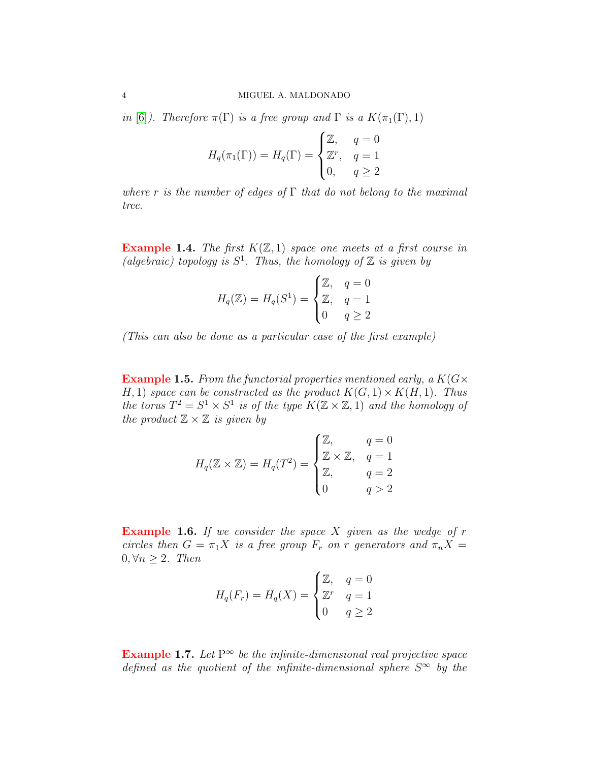*in [6]). Therefore $\pi(\Gamma)$ is a free group and $\Gamma$ is a $K(\pi_1(\Gamma), 1)$*

$$H_q(\pi_1(\Gamma)) = H_q(\Gamma) = \begin{cases} \mathbb{Z}, & q = 0 \\ \mathbb{Z}^r, & q = 1 \\ 0, & q \geq 2 \end{cases}$$

*where $r$ is the number of edges of $\Gamma$ that do not belong to the maximal tree.*

**Example 1.4.** *The first $K(\mathbb{Z}, 1)$ space one meets at a first course in (algebraic) topology is $S^1$. Thus, the homology of $\mathbb{Z}$ is given by*

$$H_q(\mathbb{Z}) = H_q(S^1) = \begin{cases} \mathbb{Z}, & q = 0 \\ \mathbb{Z}, & q = 1 \\ 0 & q \geq 2 \end{cases}$$

*(This can also be done as a particular case of the first example)*

**Example 1.5.** *From the functorial properties mentioned early, a $K(G \times H, 1)$ space can be constructed as the product $K(G, 1) \times K(H, 1)$. Thus the torus $T^2 = S^1 \times S^1$ is of the type $K(\mathbb{Z} \times \mathbb{Z}, 1)$ and the homology of the product $\mathbb{Z} \times \mathbb{Z}$ is given by*

$$H_q(\mathbb{Z} \times \mathbb{Z}) = H_q(T^2) = \begin{cases} \mathbb{Z}, & q = 0 \\ \mathbb{Z} \times \mathbb{Z}, & q = 1 \\ \mathbb{Z}, & q = 2 \\ 0 & q > 2 \end{cases}$$

**Example 1.6.** *If we consider the space $X$ given as the wedge of $r$ circles then $G = \pi_1 X$ is a free group $F_r$ on $r$ generators and $\pi_n X = 0, \forall n \geq 2$. Then*

$$H_q(F_r) = H_q(X) = \begin{cases} \mathbb{Z}, & q = 0 \\ \mathbb{Z}^r & q = 1 \\ 0 & q \geq 2 \end{cases}$$

**Example 1.7.** *Let $\mathrm{P}^\infty$ be the infinite-dimensional real projective space defined as the quotient of the infinite-dimensional sphere $S^\infty$ by the*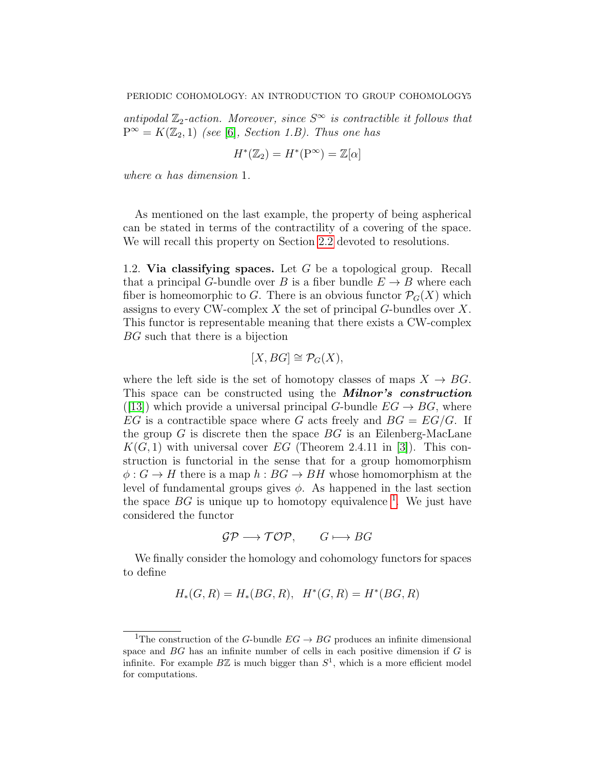*antipodal $\mathbb{Z}_2$-action. Moreover, since $S^\infty$ is contractible it follows that $\mathrm{P}^\infty = K(\mathbb{Z}_2, 1)$ (see [6], Section 1.B). Thus one has*

$$H^*(\mathbb{Z}_2) = H^*(\mathrm{P}^\infty) = \mathbb{Z}[\alpha]$$

*where $\alpha$ has dimension 1.*

As mentioned on the last example, the property of being aspherical can be stated in terms of the contractility of a covering of the space. We will recall this property on Section 2.2 devoted to resolutions.

1.2. **Via classifying spaces.** Let $G$ be a topological group. Recall that a principal $G$-bundle over $B$ is a fiber bundle $E \to B$ where each fiber is homeomorphic to $G$. There is an obvious functor $\mathcal{P}_G(X)$ which assigns to every CW-complex $X$ the set of principal $G$-bundles over $X$. This functor is representable meaning that there exists a CW-complex $BG$ such that there is a bijection

$$[X, BG] \cong \mathcal{P}_G(X),$$

where the left side is the set of homotopy classes of maps $X \to BG$. This space can be constructed using the ***Milnor's construction*** ([13]) which provide a universal principal $G$-bundle $EG \to BG$, where $EG$ is a contractible space where $G$ acts freely and $BG = EG/G$. If the group $G$ is discrete then the space $BG$ is an Eilenberg-MacLane $K(G, 1)$ with universal cover $EG$ (Theorem 2.4.11 in [3]). This construction is functorial in the sense that for a group homomorphism $\phi : G \to H$ there is a map $h : BG \to BH$ whose homomorphism at the level of fundamental groups gives $\phi$. As happened in the last section the space $BG$ is unique up to homotopy equivalence [1]. We just have considered the functor

$$\mathcal{GP} \longrightarrow \mathcal{TOP}, \qquad G \longmapsto BG$$

We finally consider the homology and cohomology functors for spaces to define

$$H_*(G, R) = H_*(BG, R), \quad H^*(G, R) = H^*(BG, R)$$

[1] The construction of the $G$-bundle $EG \to BG$ produces an infinite dimensional space and $BG$ has an infinite number of cells in each positive dimension if $G$ is infinite. For example $B\mathbb{Z}$ is much bigger than $S^1$, which is a more efficient model for computations.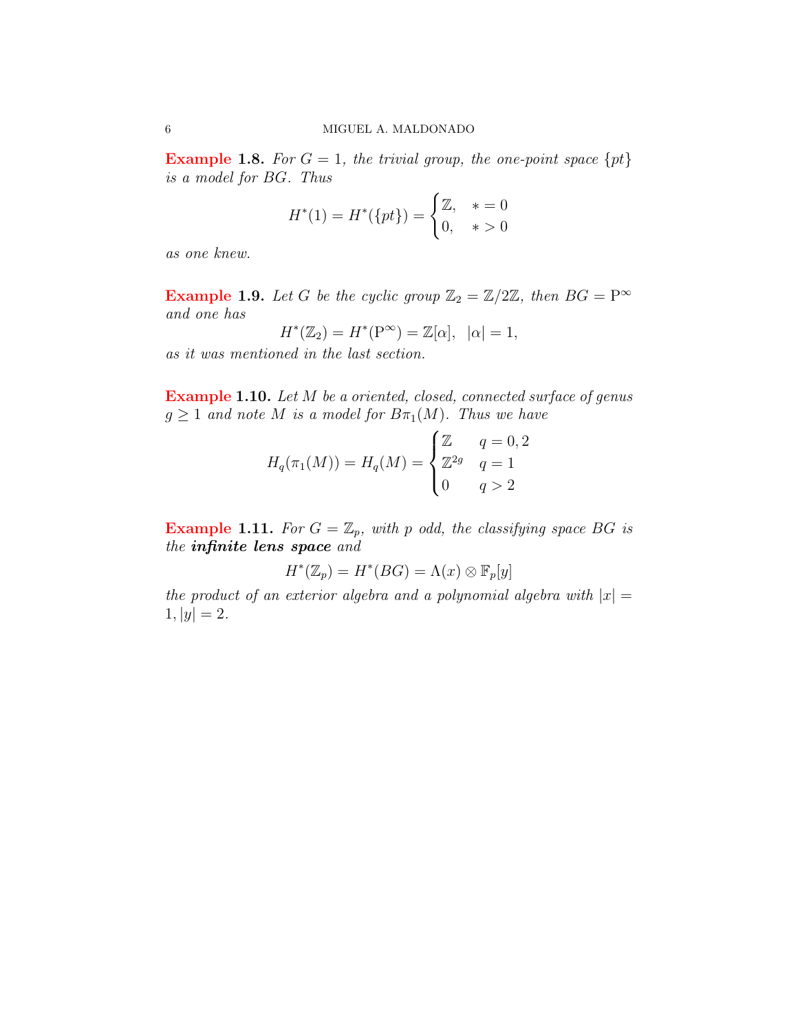**Example 1.8.** *For $G = 1$, the trivial group, the one-point space $\{pt\}$ is a model for $BG$. Thus*

$$H^*(1) = H^*(\{pt\}) = \begin{cases} \mathbb{Z}, & * = 0 \\ 0, & * > 0 \end{cases}$$

*as one knew.*

**Example 1.9.** *Let $G$ be the cyclic group $\mathbb{Z}_2 = \mathbb{Z}/2\mathbb{Z}$, then $BG = \mathrm{P}^\infty$ and one has*

$$H^*(\mathbb{Z}_2) = H^*(\mathrm{P}^\infty) = \mathbb{Z}[\alpha], \quad |\alpha| = 1,$$

*as it was mentioned in the last section.*

**Example 1.10.** *Let $M$ be a oriented, closed, connected surface of genus $g \geq 1$ and note $M$ is a model for $B\pi_1(M)$. Thus we have*

$$H_q(\pi_1(M)) = H_q(M) = \begin{cases} \mathbb{Z} & q = 0, 2 \\ \mathbb{Z}^{2g} & q = 1 \\ 0 & q > 2 \end{cases}$$

**Example 1.11.** *For $G = \mathbb{Z}_p$, with $p$ odd, the classifying space $BG$ is the* ***infinite lens space*** *and*

$$H^*(\mathbb{Z}_p) = H^*(BG) = \Lambda(x) \otimes \mathbb{F}_p[y]$$

*the product of an exterior algebra and a polynomial algebra with $|x| = 1, |y| = 2$.*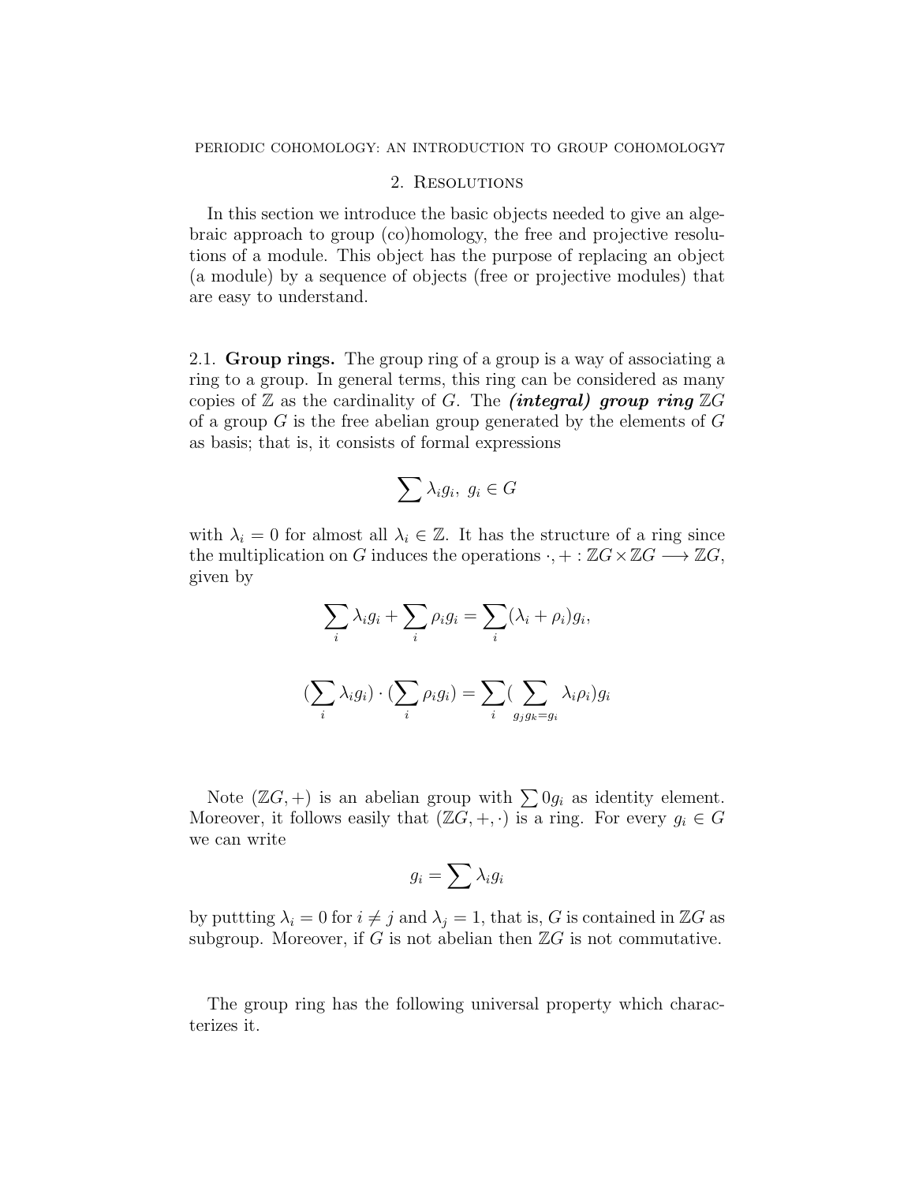## 2. Resolutions

In this section we introduce the basic objects needed to give an algebraic approach to group (co)homology, the free and projective resolutions of a module. This object has the purpose of replacing an object (a module) by a sequence of objects (free or projective modules) that are easy to understand.

### 2.1. Group rings.

The group ring of a group is a way of associating a ring to a group. In general terms, this ring can be considered as many copies of $\mathbb{Z}$ as the cardinality of $G$. The ***(integral) group ring*** $\mathbb{Z}G$ of a group $G$ is the free abelian group generated by the elements of $G$ as basis; that is, it consists of formal expressions

$$\sum \lambda_i g_i,\ g_i \in G$$

with $\lambda_i = 0$ for almost all $\lambda_i \in \mathbb{Z}$. It has the structure of a ring since the multiplication on $G$ induces the operations $\cdot, + : \mathbb{Z}G \times \mathbb{Z}G \longrightarrow \mathbb{Z}G$, given by

$$\sum_i \lambda_i g_i + \sum_i \rho_i g_i = \sum_i (\lambda_i + \rho_i) g_i,$$

$$(\sum_i \lambda_i g_i) \cdot (\sum_i \rho_i g_i) = \sum_i (\sum_{g_j g_k = g_i} \lambda_i \rho_i) g_i$$

Note $(\mathbb{Z}G, +)$ is an abelian group with $\sum 0 g_i$ as identity element. Moreover, it follows easily that $(\mathbb{Z}G, +, \cdot)$ is a ring. For every $g_i \in G$ we can write

$$g_i = \sum \lambda_i g_i$$

by puttting $\lambda_i = 0$ for $i \neq j$ and $\lambda_j = 1$, that is, $G$ is contained in $\mathbb{Z}G$ as subgroup. Moreover, if $G$ is not abelian then $\mathbb{Z}G$ is not commutative.

The group ring has the following universal property which characterizes it.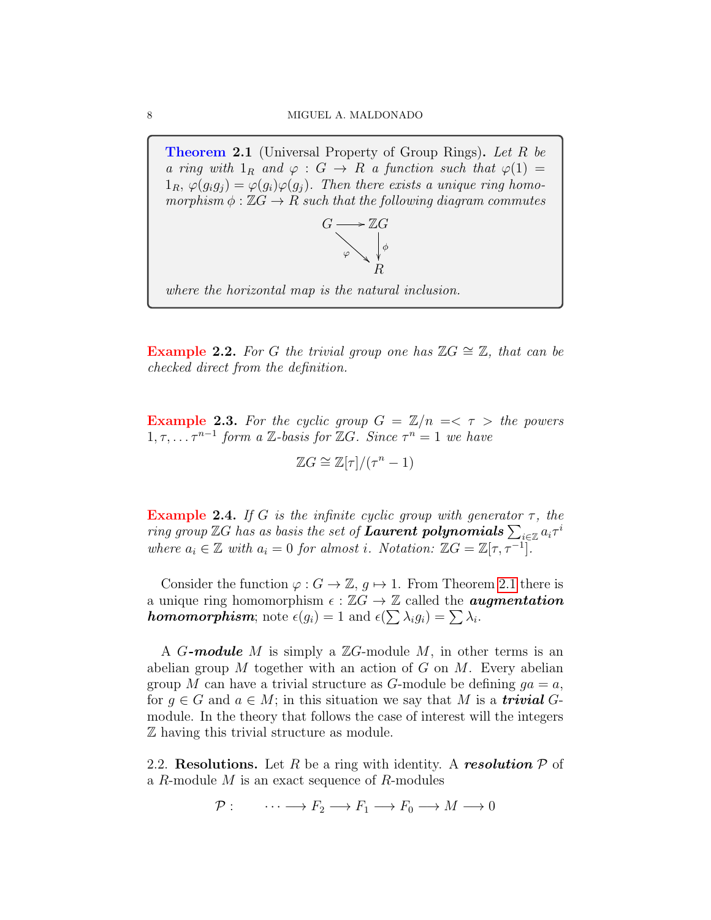**Theorem 2.1** (Universal Property of Group Rings)**.** *Let $R$ be a ring with $1_R$ and $\varphi : G \to R$ a function such that $\varphi(1) = 1_R$, $\varphi(g_i g_j) = \varphi(g_i)\varphi(g_j)$. Then there exists a unique ring homomorphism $\phi : \mathbb{Z}G \to R$ such that the following diagram commutes*

$$\begin{array}{ccc} G & \longrightarrow & \mathbb{Z}G \\ & \searrow^{\varphi} & \downarrow^{\phi} \\ & & R \end{array}$$

*where the horizontal map is the natural inclusion.*

**Example 2.2.** *For $G$ the trivial group one has $\mathbb{Z}G \cong \mathbb{Z}$, that can be checked direct from the definition.*

**Example 2.3.** *For the cyclic group $G = \mathbb{Z}/n =< \tau >$ the powers $1, \tau, \ldots \tau^{n-1}$ form a $\mathbb{Z}$-basis for $\mathbb{Z}G$. Since $\tau^n = 1$ we have*

$$\mathbb{Z}G \cong \mathbb{Z}[\tau]/(\tau^n - 1)$$

**Example 2.4.** *If $G$ is the infinite cyclic group with generator $\tau$, the ring group $\mathbb{Z}G$ has as basis the set of **Laurent polynomials** $\sum_{i\in\mathbb{Z}} a_i \tau^i$ where $a_i \in \mathbb{Z}$ with $a_i = 0$ for almost $i$. Notation: $\mathbb{Z}G = \mathbb{Z}[\tau, \tau^{-1}]$.*

Consider the function $\varphi : G \to \mathbb{Z}$, $g \mapsto 1$. From Theorem 2.1 there is a unique ring homomorphism $\epsilon : \mathbb{Z}G \to \mathbb{Z}$ called the ***augmentation homomorphism***; note $\epsilon(g_i) = 1$ and $\epsilon(\sum \lambda_i g_i) = \sum \lambda_i$.

A $G$-***module*** $M$ is simply a $\mathbb{Z}G$-module $M$, in other terms is an abelian group $M$ together with an action of $G$ on $M$. Every abelian group $M$ can have a trivial structure as $G$-module be defining $ga = a$, for $g \in G$ and $a \in M$; in this situation we say that $M$ is a ***trivial*** $G$-module. In the theory that follows the case of interest will the integers $\mathbb{Z}$ having this trivial structure as module.

2.2. **Resolutions.** Let $R$ be a ring with identity. A ***resolution*** $\mathcal{P}$ of a $R$-module $M$ is an exact sequence of $R$-modules

$$\mathcal{P}: \qquad \cdots \longrightarrow F_2 \longrightarrow F_1 \longrightarrow F_0 \longrightarrow M \longrightarrow 0$$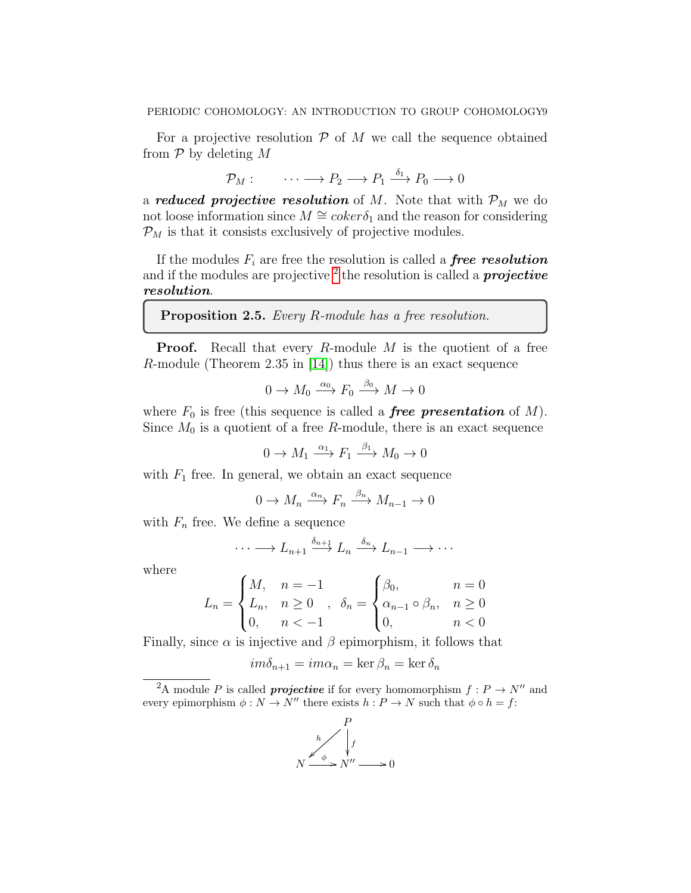For a projective resolution $\mathcal{P}$ of $M$ we call the sequence obtained from $\mathcal{P}$ by deleting $M$

$$\mathcal{P}_M : \qquad \cdots \longrightarrow P_2 \longrightarrow P_1 \xrightarrow{\delta_1} P_0 \longrightarrow 0$$

a ***reduced projective resolution*** of $M$. Note that with $\mathcal{P}_M$ we do not loose information since $M \cong coker\delta_1$ and the reason for considering $\mathcal{P}_M$ is that it consists exclusively of projective modules.

If the modules $F_i$ are free the resolution is called a ***free resolution*** and if the modules are projective [2] the resolution is called a ***projective resolution***.

**Proposition 2.5.** *Every $R$-module has a free resolution.*

**Proof.** Recall that every $R$-module $M$ is the quotient of a free $R$-module (Theorem 2.35 in [14]) thus there is an exact sequence

$$0 \to M_0 \xrightarrow{\alpha_0} F_0 \xrightarrow{\beta_0} M \to 0$$

where $F_0$ is free (this sequence is called a ***free presentation*** of $M$). Since $M_0$ is a quotient of a free $R$-module, there is an exact sequence

$$0 \to M_1 \xrightarrow{\alpha_1} F_1 \xrightarrow{\beta_1} M_0 \to 0$$

with $F_1$ free. In general, we obtain an exact sequence

$$0 \to M_n \xrightarrow{\alpha_n} F_n \xrightarrow{\beta_n} M_{n-1} \to 0$$

with $F_n$ free. We define a sequence

$$\cdots \longrightarrow L_{n+1} \xrightarrow{\delta_{n+1}} L_n \xrightarrow{\delta_n} L_{n-1} \longrightarrow \cdots$$

where

$$L_n = \begin{cases} M, & n = -1 \\ L_n, & n \geq 0 \\ 0, & n < -1 \end{cases}, \quad \delta_n = \begin{cases} \beta_0, & n = 0 \\ \alpha_{n-1} \circ \beta_n, & n \geq 0 \\ 0, & n < 0 \end{cases}$$

Finally, since $\alpha$ is injective and $\beta$ epimorphism, it follows that

$$im\delta_{n+1} = im\alpha_n = \ker \beta_n = \ker \delta_n$$

---

[2] A module $P$ is called ***projective*** if for every homomorphism $f : P \to N''$ and every epimorphism $\phi : N \to N''$ there exists $h : P \to N$ such that $\phi \circ h = f$:

$$\begin{array}{ccccc} & & P & & \\ & \swarrow^{h} & \downarrow f & & \\ N & \xrightarrow{\phi} & N'' & \longrightarrow & 0 \end{array}$$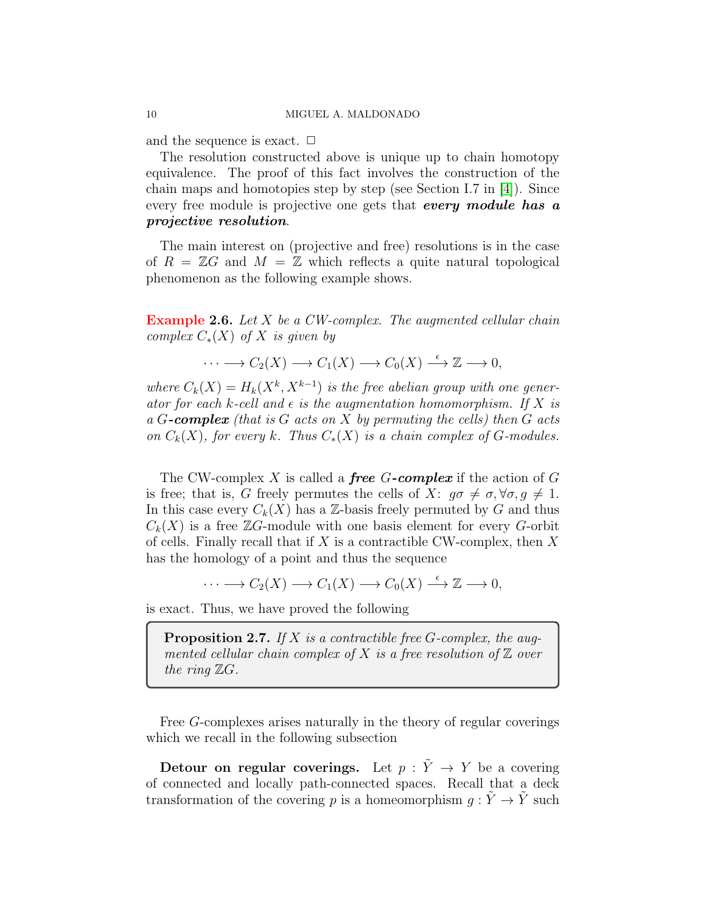and the sequence is exact. □

The resolution constructed above is unique up to chain homotopy equivalence. The proof of this fact involves the construction of the chain maps and homotopies step by step (see Section I.7 in [4]). Since every free module is projective one gets that ***every module has a projective resolution***.

The main interest on (projective and free) resolutions is in the case of $R = \mathbb{Z}G$ and $M = \mathbb{Z}$ which reflects a quite natural topological phenomenon as the following example shows.

**Example 2.6.** *Let $X$ be a CW-complex. The augmented cellular chain complex $C_*(X)$ of $X$ is given by*

$$\cdots \longrightarrow C_2(X) \longrightarrow C_1(X) \longrightarrow C_0(X) \xrightarrow{\epsilon} \mathbb{Z} \longrightarrow 0,$$

*where $C_k(X) = H_k(X^k, X^{k-1})$ is the free abelian group with one generator for each $k$-cell and $\epsilon$ is the augmentation homomorphism. If $X$ is a **$G$-complex** (that is $G$ acts on $X$ by permuting the cells) then $G$ acts on $C_k(X)$, for every $k$. Thus $C_*(X)$ is a chain complex of $G$-modules.*

The CW-complex $X$ is called a ***free $G$-complex*** if the action of $G$ is free; that is, $G$ freely permutes the cells of $X$: $g\sigma \neq \sigma, \forall \sigma, g \neq 1$. In this case every $C_k(X)$ has a $\mathbb{Z}$-basis freely permuted by $G$ and thus $C_k(X)$ is a free $\mathbb{Z}G$-module with one basis element for every $G$-orbit of cells. Finally recall that if $X$ is a contractible CW-complex, then $X$ has the homology of a point and thus the sequence

$$\cdots \longrightarrow C_2(X) \longrightarrow C_1(X) \longrightarrow C_0(X) \xrightarrow{\epsilon} \mathbb{Z} \longrightarrow 0,$$

is exact. Thus, we have proved the following

**Proposition 2.7.** *If $X$ is a contractible free $G$-complex, the augmented cellular chain complex of $X$ is a free resolution of $\mathbb{Z}$ over the ring $\mathbb{Z}G$.*

Free $G$-complexes arises naturally in the theory of regular coverings which we recall in the following subsection

**Detour on regular coverings.** Let $p : \tilde{Y} \to Y$ be a covering of connected and locally path-connected spaces. Recall that a deck transformation of the covering $p$ is a homeomorphism $g : \tilde{Y} \to \tilde{Y}$ such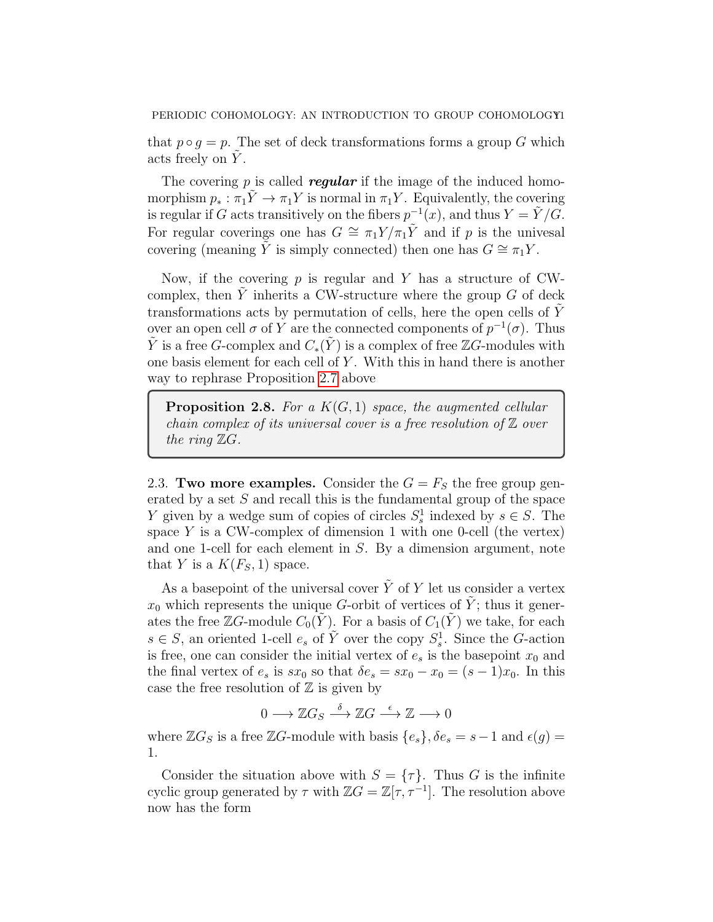that $p \circ g = p$. The set of deck transformations forms a group $G$ which acts freely on $\tilde{Y}$.

The covering $p$ is called ***regular*** if the image of the induced homomorphism $p_* : \pi_1\tilde{Y} \to \pi_1 Y$ is normal in $\pi_1 Y$. Equivalently, the covering is regular if $G$ acts transitively on the fibers $p^{-1}(x)$, and thus $Y = \tilde{Y}/G$. For regular coverings one has $G \cong \pi_1 Y/\pi_1\tilde{Y}$ and if $p$ is the univesal covering (meaning $\tilde{Y}$ is simply connected) then one has $G \cong \pi_1 Y$.

Now, if the covering $p$ is regular and $Y$ has a structure of CW-complex, then $\tilde{Y}$ inherits a CW-structure where the group $G$ of deck transformations acts by permutation of cells, here the open cells of $\tilde{Y}$ over an open cell $\sigma$ of $Y$ are the connected components of $p^{-1}(\sigma)$. Thus $\tilde{Y}$ is a free $G$-complex and $C_*(\tilde{Y})$ is a complex of free $\mathbb{Z}G$-modules with one basis element for each cell of $Y$. With this in hand there is another way to rephrase Proposition 2.7 above

**Proposition 2.8.** *For a $K(G,1)$ space, the augmented cellular chain complex of its universal cover is a free resolution of $\mathbb{Z}$ over the ring $\mathbb{Z}G$.*

### 2.3. Two more examples.

Consider the $G = F_S$ the free group generated by a set $S$ and recall this is the fundamental group of the space $Y$ given by a wedge sum of copies of circles $S^1_s$ indexed by $s \in S$. The space $Y$ is a CW-complex of dimension 1 with one 0-cell (the vertex) and one 1-cell for each element in $S$. By a dimension argument, note that $Y$ is a $K(F_S, 1)$ space.

As a basepoint of the universal cover $\tilde{Y}$ of $Y$ let us consider a vertex $x_0$ which represents the unique $G$-orbit of vertices of $\tilde{Y}$; thus it generates the free $\mathbb{Z}G$-module $C_0(\tilde{Y})$. For a basis of $C_1(\tilde{Y})$ we take, for each $s \in S$, an oriented 1-cell $e_s$ of $\tilde{Y}$ over the copy $S^1_s$. Since the $G$-action is free, one can consider the initial vertex of $e_s$ is the basepoint $x_0$ and the final vertex of $e_s$ is $sx_0$ so that $\delta e_s = sx_0 - x_0 = (s-1)x_0$. In this case the free resolution of $\mathbb{Z}$ is given by

$$0 \longrightarrow \mathbb{Z}G_S \xrightarrow{\delta} \mathbb{Z}G \xrightarrow{\epsilon} \mathbb{Z} \longrightarrow 0$$

where $\mathbb{Z}G_S$ is a free $\mathbb{Z}G$-module with basis $\{e_s\}$, $\delta e_s = s - 1$ and $\epsilon(g) = 1$.

Consider the situation above with $S = \{\tau\}$. Thus $G$ is the infinite cyclic group generated by $\tau$ with $\mathbb{Z}G = \mathbb{Z}[\tau, \tau^{-1}]$. The resolution above now has the form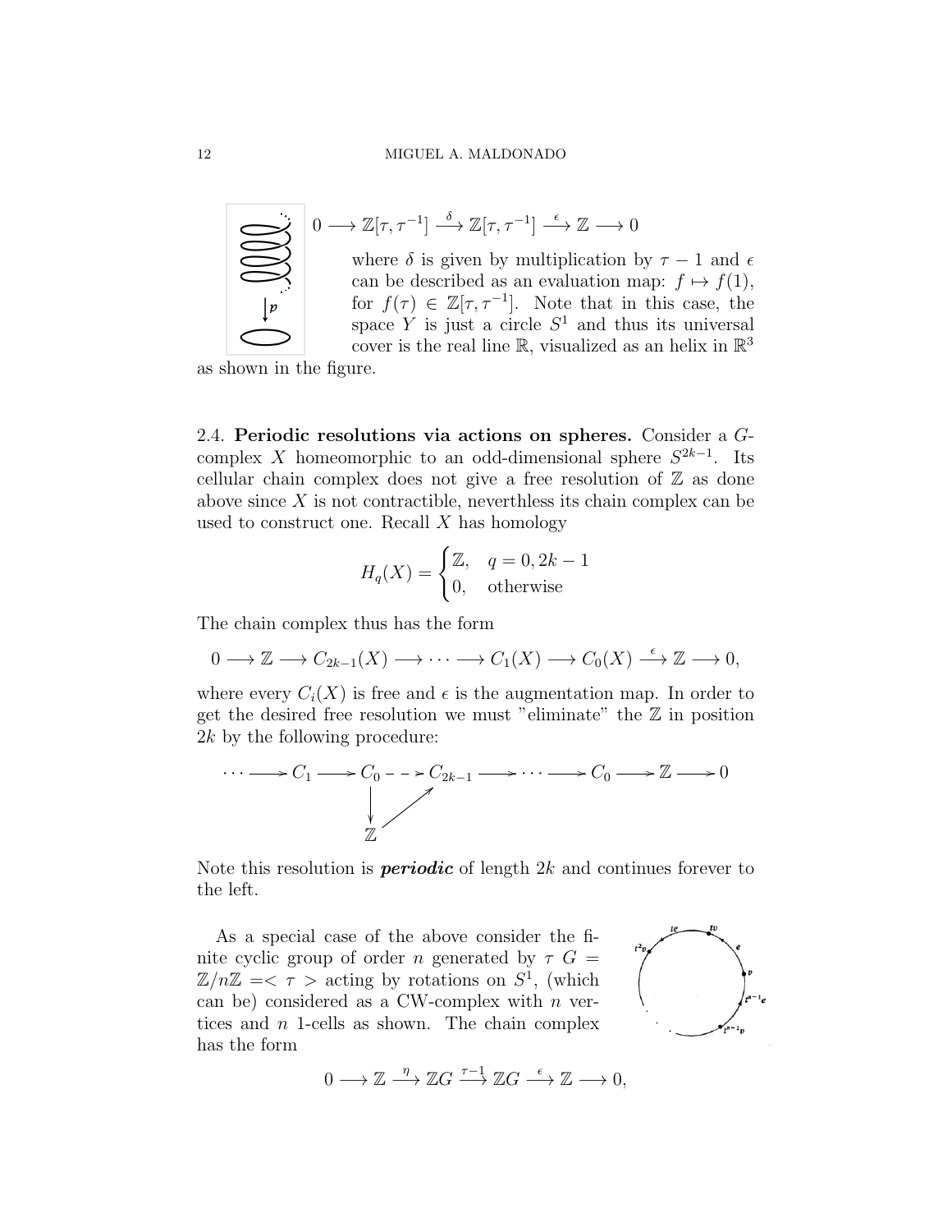$$0 \longrightarrow \mathbb{Z}[\tau, \tau^{-1}] \xrightarrow{\delta} \mathbb{Z}[\tau, \tau^{-1}] \xrightarrow{\epsilon} \mathbb{Z} \longrightarrow 0$$

where $\delta$ is given by multiplication by $\tau - 1$ and $\epsilon$ can be described as an evaluation map: $f \mapsto f(1)$, for $f(\tau) \in \mathbb{Z}[\tau, \tau^{-1}]$. Note that in this case, the space $Y$ is just a circle $S^1$ and thus its universal cover is the real line $\mathbb{R}$, visualized as an helix in $\mathbb{R}^3$ as shown in the figure.

2.4. **Periodic resolutions via actions on spheres.** Consider a $G$-complex $X$ homeomorphic to an odd-dimensional sphere $S^{2k-1}$. Its cellular chain complex does not give a free resolution of $\mathbb{Z}$ as done above since $X$ is not contractible, neverthless its chain complex can be used to construct one. Recall $X$ has homology

$$H_q(X) = \begin{cases} \mathbb{Z}, & q = 0, 2k-1 \\ 0, & \text{otherwise} \end{cases}$$

The chain complex thus has the form

$$0 \longrightarrow \mathbb{Z} \longrightarrow C_{2k-1}(X) \longrightarrow \cdots \longrightarrow C_1(X) \longrightarrow C_0(X) \xrightarrow{\epsilon} \mathbb{Z} \longrightarrow 0,$$

where every $C_i(X)$ is free and $\epsilon$ is the augmentation map. In order to get the desired free resolution we must "eliminate" the $\mathbb{Z}$ in position $2k$ by the following procedure:

$$\begin{array}{ccccccccccccc} \cdots & \longrightarrow & C_1 & \longrightarrow & C_0 & \dashrightarrow & C_{2k-1} & \longrightarrow & \cdots & \longrightarrow & C_0 & \longrightarrow & \mathbb{Z} \longrightarrow 0 \\ & & & & \downarrow & \nearrow & & & & & & & \\ & & & & \mathbb{Z} & & & & & & & & \end{array}$$

Note this resolution is ***periodic*** of length $2k$ and continues forever to the left.

As a special case of the above consider the finite cyclic group of order $n$ generated by $\tau$ $G = \mathbb{Z}/n\mathbb{Z} = <\tau>$ acting by rotations on $S^1$, (which can be) considered as a CW-complex with $n$ vertices and $n$ 1-cells as shown. The chain complex has the form

$$0 \longrightarrow \mathbb{Z} \xrightarrow{\eta} \mathbb{Z}G \xrightarrow{\tau - 1} \mathbb{Z}G \xrightarrow{\epsilon} \mathbb{Z} \longrightarrow 0,$$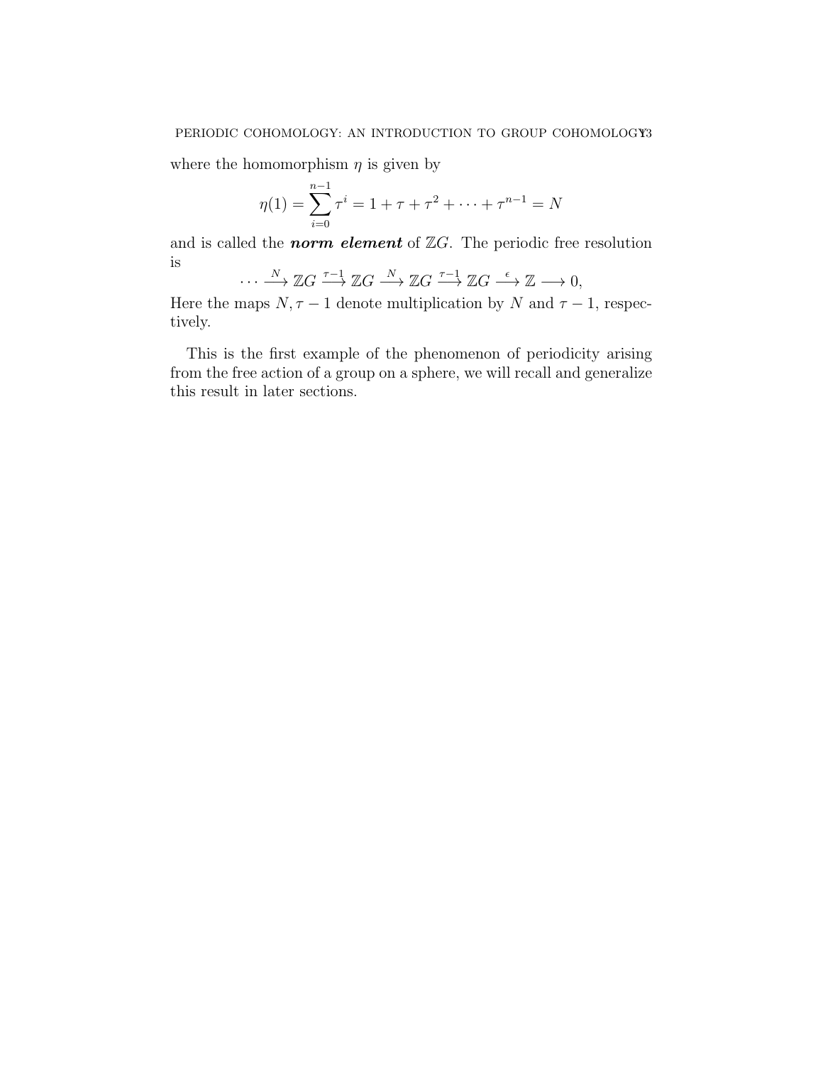where the homomorphism $\eta$ is given by

$$\eta(1) = \sum_{i=0}^{n-1} \tau^i = 1 + \tau + \tau^2 + \cdots + \tau^{n-1} = N$$

and is called the ***norm element*** of $\mathbb{Z}G$. The periodic free resolution is

$$\cdots \xrightarrow{N} \mathbb{Z}G \xrightarrow{\tau-1} \mathbb{Z}G \xrightarrow{N} \mathbb{Z}G \xrightarrow{\tau-1} \mathbb{Z}G \xrightarrow{\epsilon} \mathbb{Z} \longrightarrow 0,$$

Here the maps $N, \tau - 1$ denote multiplication by $N$ and $\tau - 1$, respectively.

This is the first example of the phenomenon of periodicity arising from the free action of a group on a sphere, we will recall and generalize this result in later sections.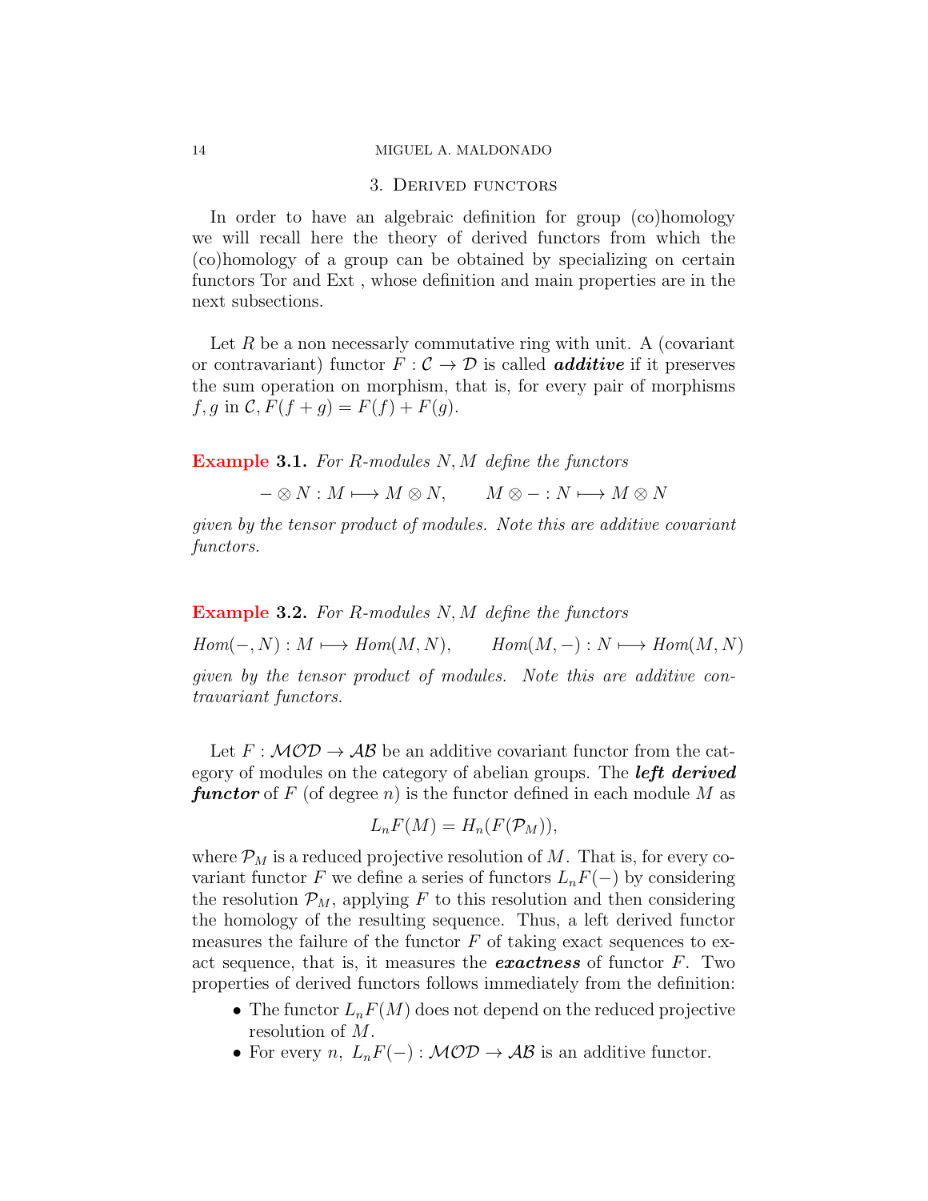## 3. Derived functors

In order to have an algebraic definition for group (co)homology we will recall here the theory of derived functors from which the (co)homology of a group can be obtained by specializing on certain functors Tor and Ext , whose definition and main properties are in the next subsections.

Let $R$ be a non necessarily commutative ring with unit. A (covariant or contravariant) functor $F : \mathcal{C} \to \mathcal{D}$ is called ***additive*** if it preserves the sum operation on morphism, that is, for every pair of morphisms $f, g$ in $\mathcal{C}$, $F(f + g) = F(f) + F(g)$.

**Example 3.1.** *For $R$-modules $N, M$ define the functors*

$$- \otimes N : M \longmapsto M \otimes N, \qquad M \otimes - : N \longmapsto M \otimes N$$

*given by the tensor product of modules. Note this are additive covariant functors.*

**Example 3.2.** *For $R$-modules $N, M$ define the functors*

$$Hom(-, N) : M \longmapsto Hom(M, N), \qquad Hom(M, -) : N \longmapsto Hom(M, N)$$

*given by the tensor product of modules. Note this are additive contravariant functors.*

Let $F : \mathcal{MOD} \to \mathcal{AB}$ be an additive covariant functor from the category of modules on the category of abelian groups. The ***left derived functor*** of $F$ (of degree $n$) is the functor defined in each module $M$ as

$$L_n F(M) = H_n(F(\mathcal{P}_M)),$$

where $\mathcal{P}_M$ is a reduced projective resolution of $M$. That is, for every covariant functor $F$ we define a series of functors $L_n F(-)$ by considering the resolution $\mathcal{P}_M$, applying $F$ to this resolution and then considering the homology of the resulting sequence. Thus, a left derived functor measures the failure of the functor $F$ of taking exact sequences to exact sequence, that is, it measures the ***exactness*** of functor $F$. Two properties of derived functors follows immediately from the definition:

- The functor $L_n F(M)$ does not depend on the reduced projective resolution of $M$.
- For every $n$, $L_n F(-) : \mathcal{MOD} \to \mathcal{AB}$ is an additive functor.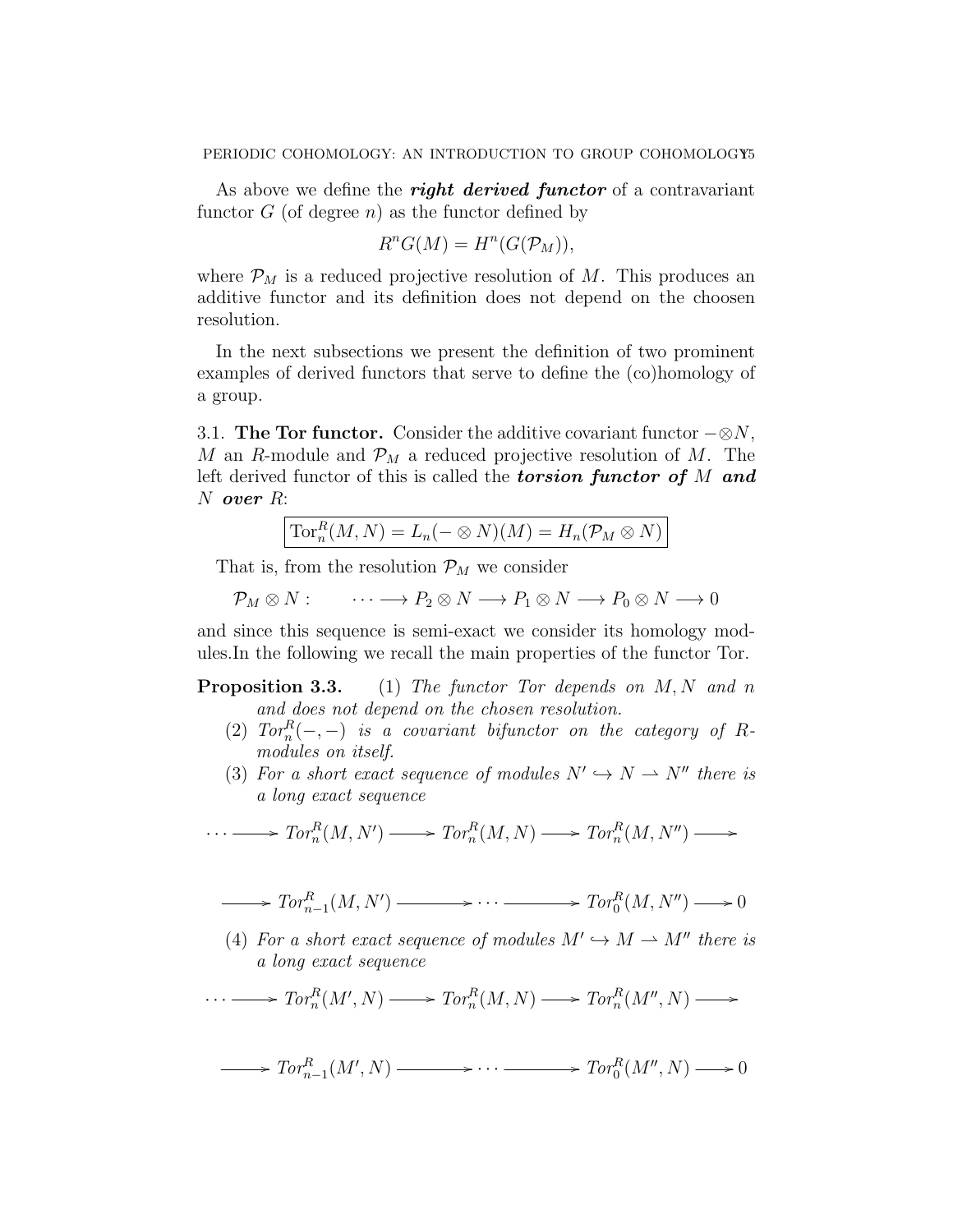As above we define the ***right derived functor*** of a contravariant functor $G$ (of degree $n$) as the functor defined by

$$R^nG(M) = H^n(G(\mathcal{P}_M)),$$

where $\mathcal{P}_M$ is a reduced projective resolution of $M$. This produces an additive functor and its definition does not depend on the choosen resolution.

In the next subsections we present the definition of two prominent examples of derived functors that serve to define the (co)homology of a group.

3.1. **The Tor functor.** Consider the additive covariant functor $-\otimes N$, $M$ an $R$-module and $\mathcal{P}_M$ a reduced projective resolution of $M$. The left derived functor of this is called the ***torsion functor of*** $M$ ***and*** $N$ ***over*** $R$:

$$\boxed{\mathrm{Tor}_n^R(M,N) = L_n(-\otimes N)(M) = H_n(\mathcal{P}_M \otimes N)}$$

That is, from the resolution $\mathcal{P}_M$ we consider

$$\mathcal{P}_M \otimes N : \qquad \cdots \longrightarrow P_2 \otimes N \longrightarrow P_1 \otimes N \longrightarrow P_0 \otimes N \longrightarrow 0$$

and since this sequence is semi-exact we consider its homology modules.In the following we recall the main properties of the functor Tor.

**Proposition 3.3.** (1) *The functor Tor depends on* $M, N$ *and* $n$ *and does not depend on the chosen resolution.*

(2) $Tor_n^R(-,-)$ *is a covariant bifunctor on the category of* $R$*-modules on itself.*

(3) *For a short exact sequence of modules* $N' \hookrightarrow N \rightharpoonup N''$ *there is a long exact sequence*

$$\cdots \longrightarrow Tor_n^R(M,N') \longrightarrow Tor_n^R(M,N) \longrightarrow Tor_n^R(M,N'') \longrightarrow$$

$$\longrightarrow Tor_{n-1}^R(M,N') \longrightarrow \cdots \longrightarrow Tor_0^R(M,N'') \longrightarrow 0$$

(4) *For a short exact sequence of modules* $M' \hookrightarrow M \rightharpoonup M''$ *there is a long exact sequence*

$$\cdots \longrightarrow Tor_n^R(M',N) \longrightarrow Tor_n^R(M,N) \longrightarrow Tor_n^R(M'',N) \longrightarrow$$

$$\longrightarrow Tor_{n-1}^R(M',N) \longrightarrow \cdots \longrightarrow Tor_0^R(M'',N) \longrightarrow 0$$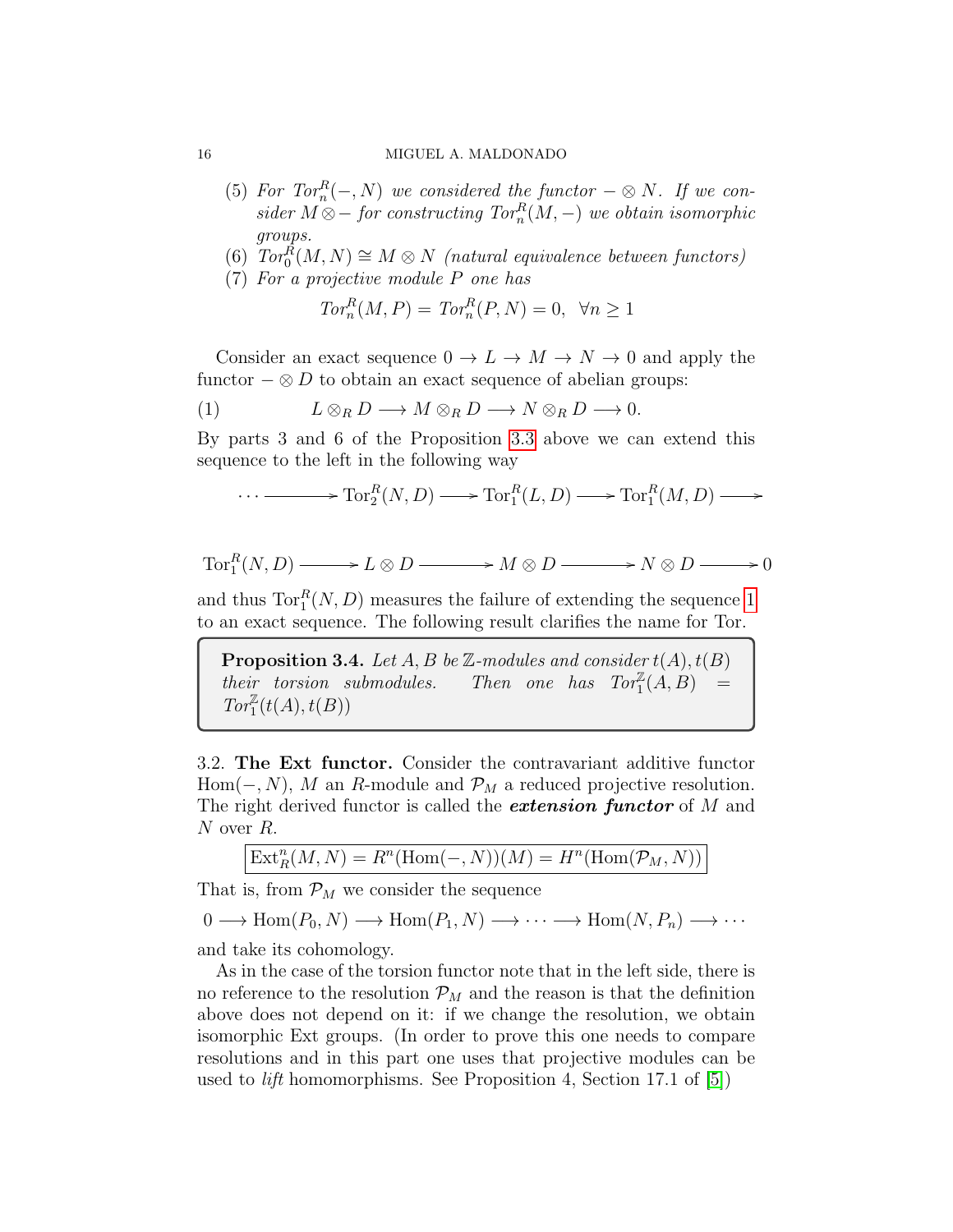(5) *For $Tor_n^R(-, N)$ we considered the functor $- \otimes N$. If we consider $M \otimes -$ for constructing $Tor_n^R(M, -)$ we obtain isomorphic groups.*
(6) *$Tor_0^R(M, N) \cong M \otimes N$ (natural equivalence between functors)*
(7) *For a projective module $P$ one has*

$$Tor_n^R(M, P) = Tor_n^R(P, N) = 0, \;\; \forall n \geq 1$$

Consider an exact sequence $0 \to L \to M \to N \to 0$ and apply the functor $- \otimes D$ to obtain an exact sequence of abelian groups:

$$L \otimes_R D \longrightarrow M \otimes_R D \longrightarrow N \otimes_R D \longrightarrow 0. \tag{1}$$

By parts 3 and 6 of the Proposition 3.3 above we can extend this sequence to the left in the following way

$$\cdots \longrightarrow \mathrm{Tor}_2^R(N, D) \longrightarrow \mathrm{Tor}_1^R(L, D) \longrightarrow \mathrm{Tor}_1^R(M, D) \longrightarrow$$

$$\mathrm{Tor}_1^R(N, D) \longrightarrow L \otimes D \longrightarrow M \otimes D \longrightarrow N \otimes D \longrightarrow 0$$

and thus $\mathrm{Tor}_1^R(N, D)$ measures the failure of extending the sequence 1 to an exact sequence. The following result clarifies the name for Tor.

**Proposition 3.4.** *Let $A, B$ be $\mathbb{Z}$-modules and consider $t(A), t(B)$ their torsion submodules. Then one has $Tor_1^{\mathbb{Z}}(A, B) = Tor_1^{\mathbb{Z}}(t(A), t(B))$*

3.2. **The Ext functor.** Consider the contravariant additive functor $\mathrm{Hom}(-, N)$, $M$ an $R$-module and $\mathcal{P}_M$ a reduced projective resolution. The right derived functor is called the ***extension functor*** of $M$ and $N$ over $R$.

$$\boxed{\mathrm{Ext}_R^n(M, N) = R^n(\mathrm{Hom}(-, N))(M) = H^n(\mathrm{Hom}(\mathcal{P}_M, N))}$$

That is, from $\mathcal{P}_M$ we consider the sequence

$$0 \longrightarrow \mathrm{Hom}(P_0, N) \longrightarrow \mathrm{Hom}(P_1, N) \longrightarrow \cdots \longrightarrow \mathrm{Hom}(N, P_n) \longrightarrow \cdots$$

and take its cohomology.

As in the case of the torsion functor note that in the left side, there is no reference to the resolution $\mathcal{P}_M$ and the reason is that the definition above does not depend on it: if we change the resolution, we obtain isomorphic Ext groups. (In order to prove this one needs to compare resolutions and in this part one uses that projective modules can be used to *lift* homomorphisms. See Proposition 4, Section 17.1 of [5])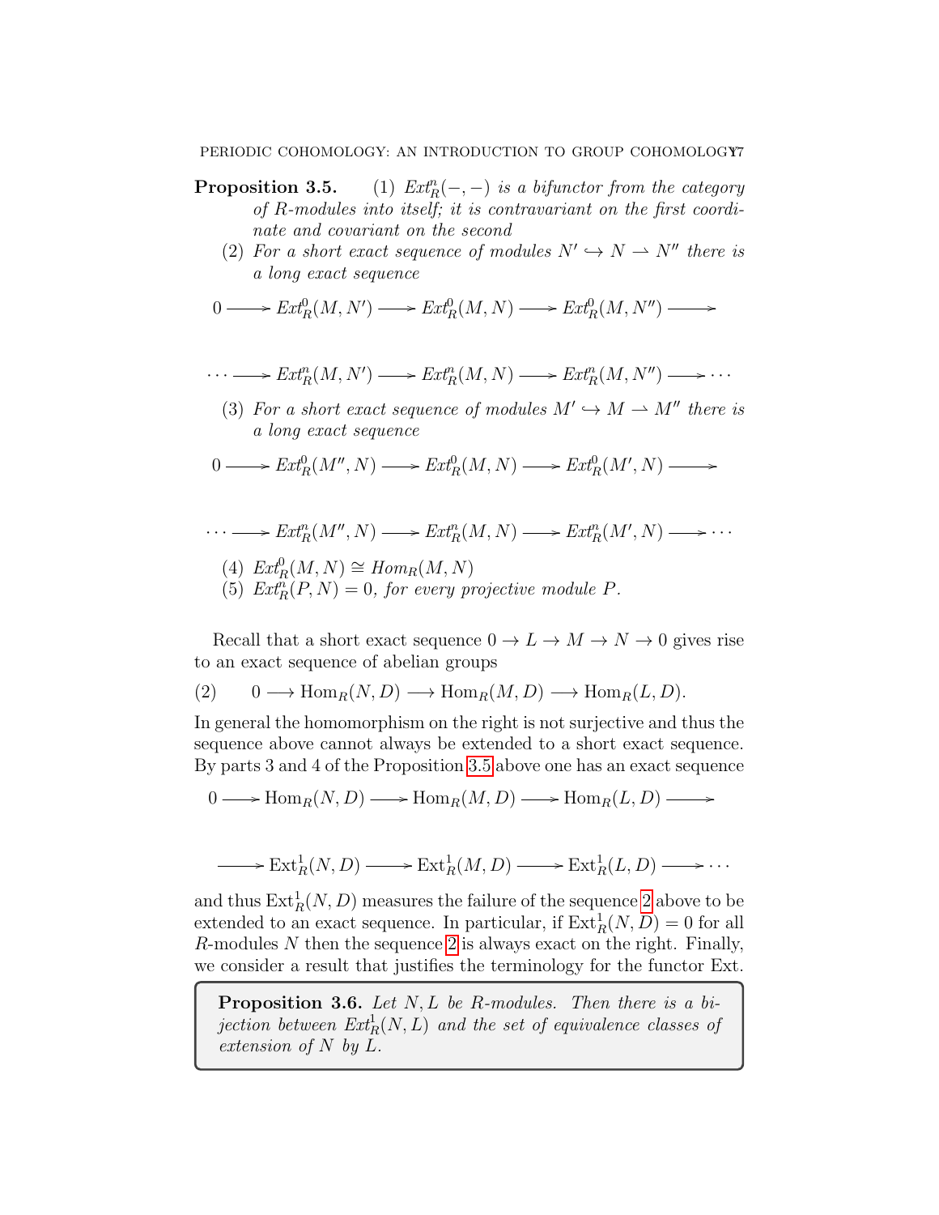**Proposition 3.5.** (1) *$Ext^n_R(-,-)$ is a bifunctor from the category of $R$-modules into itself; it is contravariant on the first coordinate and covariant on the second*

(2) *For a short exact sequence of modules $N' \hookrightarrow N \rightharpoonup N''$ there is a long exact sequence*

$$0 \longrightarrow Ext^0_R(M,N') \longrightarrow Ext^0_R(M,N) \longrightarrow Ext^0_R(M,N'') \longrightarrow$$

$$\cdots \longrightarrow Ext^n_R(M,N') \longrightarrow Ext^n_R(M,N) \longrightarrow Ext^n_R(M,N'') \longrightarrow \cdots$$

(3) *For a short exact sequence of modules $M' \hookrightarrow M \rightharpoonup M''$ there is a long exact sequence*

$$0 \longrightarrow Ext^0_R(M'',N) \longrightarrow Ext^0_R(M,N) \longrightarrow Ext^0_R(M',N) \longrightarrow$$

$$\cdots \longrightarrow Ext^n_R(M'',N) \longrightarrow Ext^n_R(M,N) \longrightarrow Ext^n_R(M',N) \longrightarrow \cdots$$

(4) *$Ext^0_R(M,N) \cong Hom_R(M,N)$*

(5) *$Ext^n_R(P,N) = 0$, for every projective module $P$.*

Recall that a short exact sequence $0 \to L \to M \to N \to 0$ gives rise to an exact sequence of abelian groups

$$(2) \qquad 0 \longrightarrow \mathrm{Hom}_R(N,D) \longrightarrow \mathrm{Hom}_R(M,D) \longrightarrow \mathrm{Hom}_R(L,D).$$

In general the homomorphism on the right is not surjective and thus the sequence above cannot always be extended to a short exact sequence. By parts 3 and 4 of the Proposition 3.5 above one has an exact sequence

$$0 \longrightarrow \mathrm{Hom}_R(N,D) \longrightarrow \mathrm{Hom}_R(M,D) \longrightarrow \mathrm{Hom}_R(L,D) \longrightarrow$$

$$\longrightarrow \mathrm{Ext}^1_R(N,D) \longrightarrow \mathrm{Ext}^1_R(M,D) \longrightarrow \mathrm{Ext}^1_R(L,D) \longrightarrow \cdots$$

and thus $\mathrm{Ext}^1_R(N,D)$ measures the failure of the sequence 2 above to be extended to an exact sequence. In particular, if $\mathrm{Ext}^1_R(N,D) = 0$ for all $R$-modules $N$ then the sequence 2 is always exact on the right. Finally, we consider a result that justifies the terminology for the functor Ext.

**Proposition 3.6.** *Let $N, L$ be $R$-modules. Then there is a bijection between $Ext^1_R(N,L)$ and the set of equivalence classes of extension of $N$ by $L$.*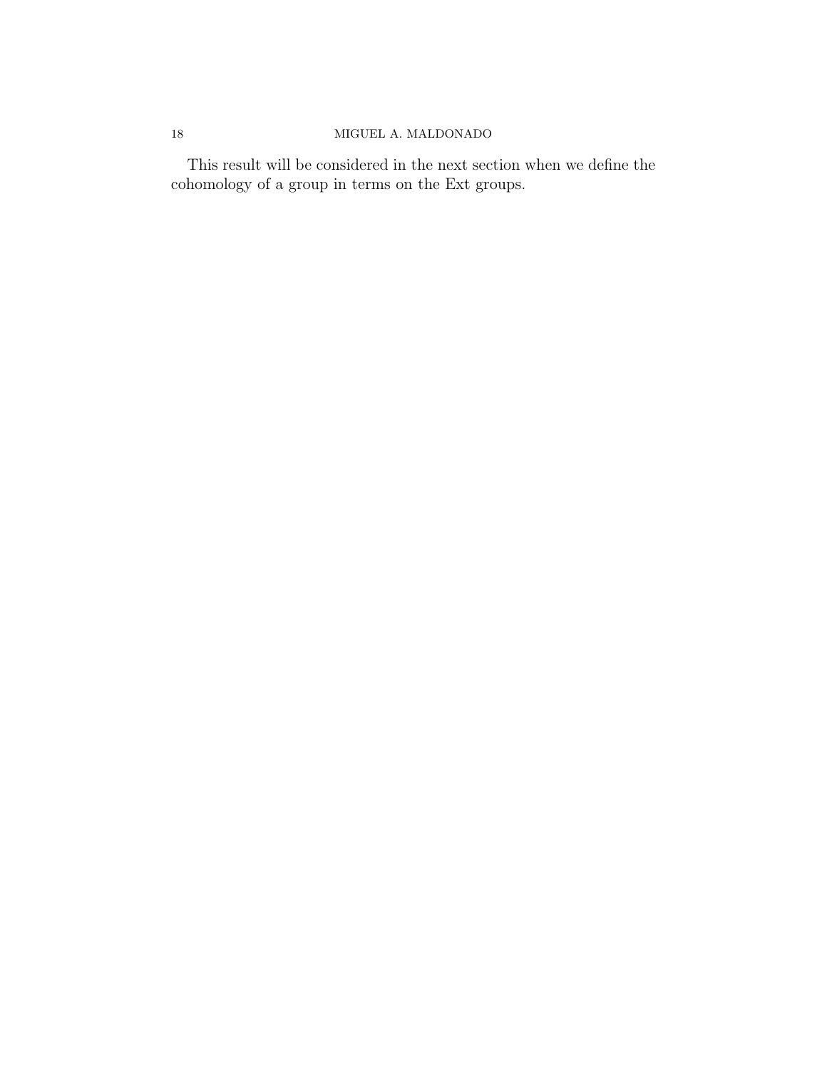This result will be considered in the next section when we define the cohomology of a group in terms on the Ext groups.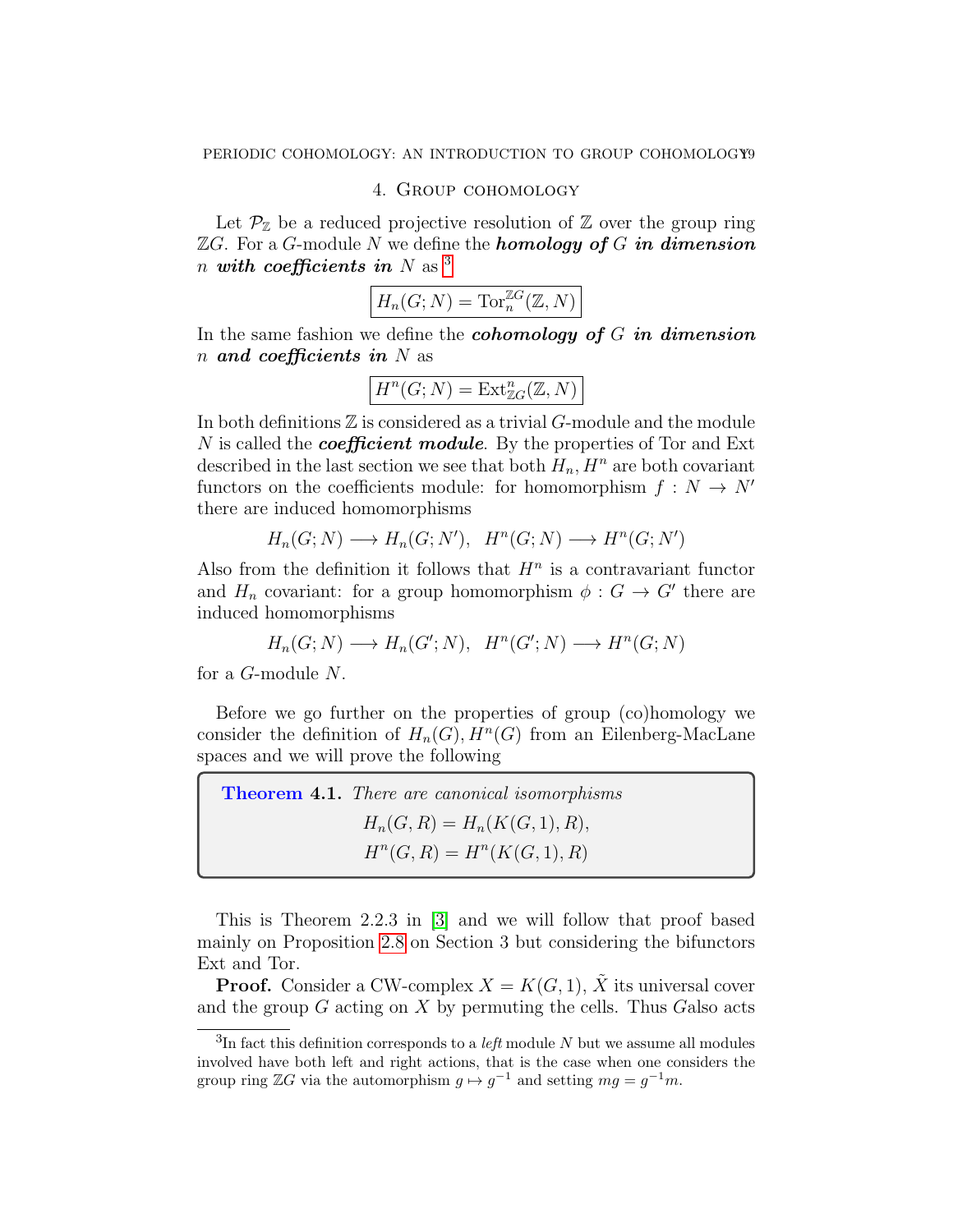## 4. Group cohomology

Let $\mathcal{P}_{\mathbb{Z}}$ be a reduced projective resolution of $\mathbb{Z}$ over the group ring $\mathbb{Z}G$. For a $G$-module $N$ we define the ***homology of*** $G$ ***in dimension*** $n$ ***with coefficients in*** $N$ as [3]

$$\boxed{H_n(G; N) = \operatorname{Tor}_n^{\mathbb{Z}G}(\mathbb{Z}, N)}$$

In the same fashion we define the ***cohomology of*** $G$ ***in dimension*** $n$ ***and coefficients in*** $N$ as

$$\boxed{H^n(G; N) = \operatorname{Ext}^n_{\mathbb{Z}G}(\mathbb{Z}, N)}$$

In both definitions $\mathbb{Z}$ is considered as a trivial $G$-module and the module $N$ is called the ***coefficient module***. By the properties of Tor and Ext described in the last section we see that both $H_n, H^n$ are both covariant functors on the coefficients module: for homomorphism $f : N \to N'$ there are induced homomorphisms

$$H_n(G; N) \longrightarrow H_n(G; N'), \quad H^n(G; N) \longrightarrow H^n(G; N')$$

Also from the definition it follows that $H^n$ is a contravariant functor and $H_n$ covariant: for a group homomorphism $\phi : G \to G'$ there are induced homomorphisms

$$H_n(G; N) \longrightarrow H_n(G'; N), \quad H^n(G'; N) \longrightarrow H^n(G; N)$$

for a $G$-module $N$.

Before we go further on the properties of group (co)homology we consider the definition of $H_n(G), H^n(G)$ from an Eilenberg-MacLane spaces and we will prove the following

> **Theorem 4.1.** *There are canonical isomorphisms*
>
> $$H_n(G, R) = H_n(K(G, 1), R),$$
> $$H^n(G, R) = H^n(K(G, 1), R)$$

This is Theorem 2.2.3 in [3] and we will follow that proof based mainly on Proposition 2.8 on Section 3 but considering the bifunctors Ext and Tor.

**Proof.** Consider a CW-complex $X = K(G, 1)$, $\tilde{X}$ its universal cover and the group $G$ acting on $X$ by permuting the cells. Thus $G$also acts

---

[3] In fact this definition corresponds to a *left* module $N$ but we assume all modules involved have both left and right actions, that is the case when one considers the group ring $\mathbb{Z}G$ via the automorphism $g \mapsto g^{-1}$ and setting $mg = g^{-1}m$.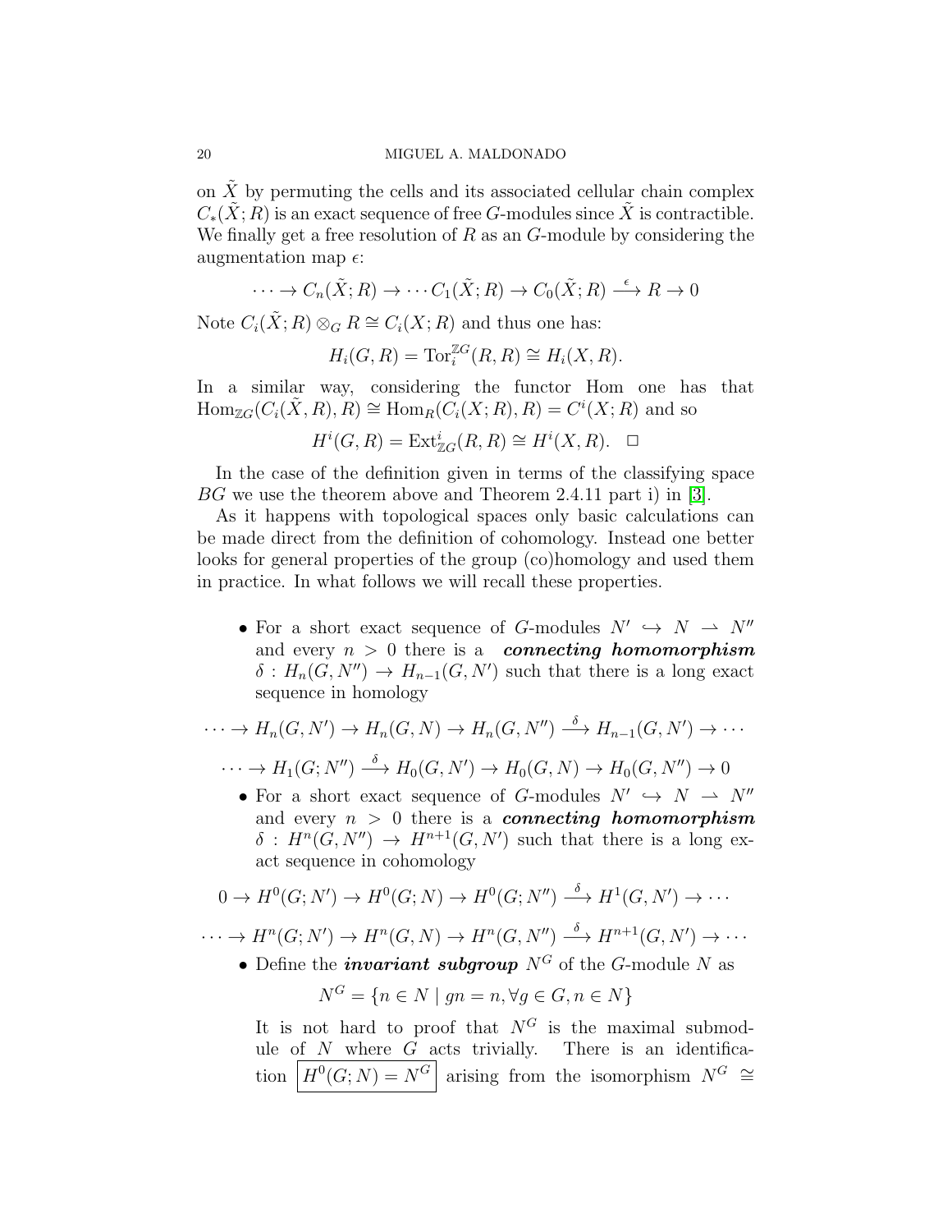on $\tilde{X}$ by permuting the cells and its associated cellular chain complex $C_*(\tilde{X}; R)$ is an exact sequence of free $G$-modules since $\tilde{X}$ is contractible. We finally get a free resolution of $R$ as an $G$-module by considering the augmentation map $\epsilon$:

$$\cdots \to C_n(\tilde{X}; R) \to \cdots C_1(\tilde{X}; R) \to C_0(\tilde{X}; R) \xrightarrow{\epsilon} R \to 0$$

Note $C_i(\tilde{X}; R) \otimes_G R \cong C_i(X; R)$ and thus one has:

$$H_i(G, R) = \mathrm{Tor}_i^{\mathbb{Z}G}(R, R) \cong H_i(X, R).$$

In a similar way, considering the functor Hom one has that $\mathrm{Hom}_{\mathbb{Z}G}(C_i(\tilde{X}, R), R) \cong \mathrm{Hom}_R(C_i(X; R), R) = C^i(X; R)$ and so

$$H^i(G, R) = \mathrm{Ext}^i_{\mathbb{Z}G}(R, R) \cong H^i(X, R). \quad \square$$

In the case of the definition given in terms of the classifying space $BG$ we use the theorem above and Theorem 2.4.11 part i) in [3].

As it happens with topological spaces only basic calculations can be made direct from the definition of cohomology. Instead one better looks for general properties of the group (co)homology and used them in practice. In what follows we will recall these properties.

- For a short exact sequence of $G$-modules $N' \hookrightarrow N \rightharpoonup N''$ and every $n > 0$ there is a ***connecting homomorphism*** $\delta : H_n(G, N'') \to H_{n-1}(G, N')$ such that there is a long exact sequence in homology

$$\cdots \to H_n(G, N') \to H_n(G, N) \to H_n(G, N'') \xrightarrow{\delta} H_{n-1}(G, N') \to \cdots$$

$$\cdots \to H_1(G; N'') \xrightarrow{\delta} H_0(G, N') \to H_0(G, N) \to H_0(G, N'') \to 0$$

- For a short exact sequence of $G$-modules $N' \hookrightarrow N \rightharpoonup N''$ and every $n > 0$ there is a ***connecting homomorphism*** $\delta : H^n(G, N'') \to H^{n+1}(G, N')$ such that there is a long exact sequence in cohomology

$$0 \to H^0(G; N') \to H^0(G; N) \to H^0(G; N'') \xrightarrow{\delta} H^1(G, N') \to \cdots$$

$$\cdots \to H^n(G; N') \to H^n(G, N) \to H^n(G, N'') \xrightarrow{\delta} H^{n+1}(G, N') \to \cdots$$

- Define the ***invariant subgroup*** $N^G$ of the $G$-module $N$ as

$$N^G = \{n \in N \mid gn = n, \forall g \in G, n \in N\}$$

  It is not hard to proof that $N^G$ is the maximal submodule of $N$ where $G$ acts trivially. There is an identification $\boxed{H^0(G; N) = N^G}$ arising from the isomorphism $N^G \cong$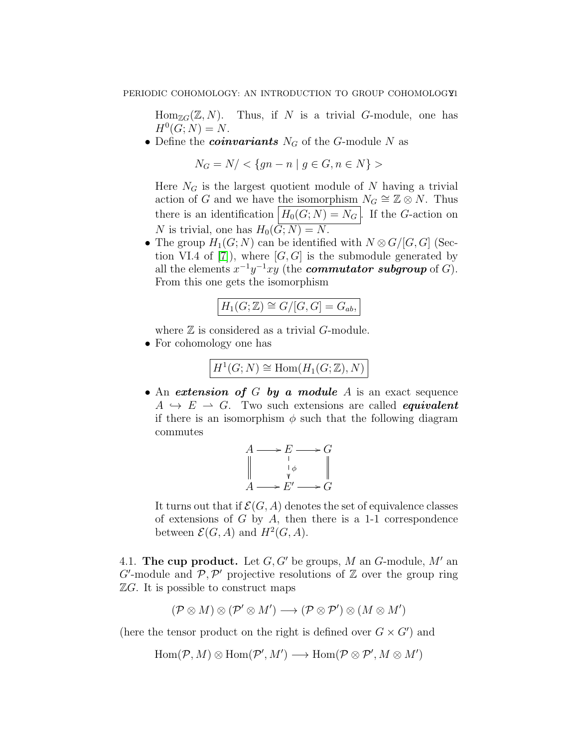$\operatorname{Hom}_{\mathbb{Z}G}(\mathbb{Z}, N)$. Thus, if $N$ is a trivial $G$-module, one has $H^0(G; N) = N$.

- Define the ***coinvariants*** $N_G$ of the $G$-module $N$ as

$$N_G = N / < \{gn - n \mid g \in G, n \in N\} >$$

Here $N_G$ is the largest quotient module of $N$ having a trivial action of $G$ and we have the isomorphism $N_G \cong \mathbb{Z} \otimes N$. Thus there is an identification $\boxed{H_0(G; N) = N_G}$. If the $G$-action on $N$ is trivial, one has $H_0(G; N) = N$.

- The group $H_1(G; N)$ can be identified with $N \otimes G/[G, G]$ (Section VI.4 of [7]), where $[G, G]$ is the submodule generated by all the elements $x^{-1}y^{-1}xy$ (the ***commutator subgroup*** of $G$). From this one gets the isomorphism

$$\boxed{H_1(G; \mathbb{Z}) \cong G/[G, G] = G_{ab},}$$

where $\mathbb{Z}$ is considered as a trivial $G$-module.

- For cohomology one has

$$\boxed{H^1(G; N) \cong \operatorname{Hom}(H_1(G; \mathbb{Z}), N)}$$

- An ***extension of*** $G$ ***by a module*** $A$ is an exact sequence $A \hookrightarrow E \rightharpoonup G$. Two such extensions are called ***equivalent*** if there is an isomorphism $\phi$ such that the following diagram commutes

$$\begin{array}{ccccc} A & \longrightarrow & E & \longrightarrow & G \\ \| & & \downarrow \phi & & \| \\ A & \longrightarrow & E' & \longrightarrow & G \end{array}$$

It turns out that if $\mathcal{E}(G, A)$ denotes the set of equivalence classes of extensions of $G$ by $A$, then there is a 1-1 correspondence between $\mathcal{E}(G, A)$ and $H^2(G, A)$.

4.1. **The cup product.** Let $G, G'$ be groups, $M$ an $G$-module, $M'$ an $G'$-module and $\mathcal{P}, \mathcal{P}'$ projective resolutions of $\mathbb{Z}$ over the group ring $\mathbb{Z}G$. It is possible to construct maps

$$(\mathcal{P} \otimes M) \otimes (\mathcal{P}' \otimes M') \longrightarrow (\mathcal{P} \otimes \mathcal{P}') \otimes (M \otimes M')$$

(here the tensor product on the right is defined over $G \times G'$) and

$$\operatorname{Hom}(\mathcal{P}, M) \otimes \operatorname{Hom}(\mathcal{P}', M') \longrightarrow \operatorname{Hom}(\mathcal{P} \otimes \mathcal{P}', M \otimes M')$$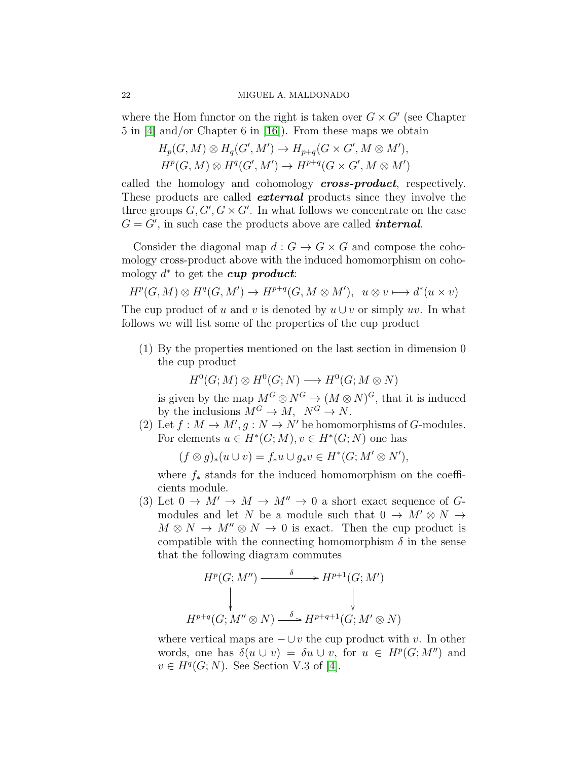where the Hom functor on the right is taken over $G \times G'$ (see Chapter 5 in [4] and/or Chapter 6 in [16]). From these maps we obtain

$$H_p(G, M) \otimes H_q(G', M') \to H_{p+q}(G \times G', M \otimes M'),$$
$$H^p(G, M) \otimes H^q(G', M') \to H^{p+q}(G \times G', M \otimes M')$$

called the homology and cohomology ***cross-product***, respectively. These products are called ***external*** products since they involve the three groups $G, G', G \times G'$. In what follows we concentrate on the case $G = G'$, in such case the products above are called ***internal***.

Consider the diagonal map $d : G \to G \times G$ and compose the cohomology cross-product above with the induced homomorphism on cohomology $d^*$ to get the ***cup product***:

$$H^p(G, M) \otimes H^q(G, M') \to H^{p+q}(G, M \otimes M'), \quad u \otimes v \longmapsto d^*(u \times v)$$

The cup product of $u$ and $v$ is denoted by $u \cup v$ or simply $uv$. In what follows we will list some of the properties of the cup product

(1) By the properties mentioned on the last section in dimension 0 the cup product

$$H^0(G; M) \otimes H^0(G; N) \longrightarrow H^0(G; M \otimes N)$$

is given by the map $M^G \otimes N^G \to (M \otimes N)^G$, that it is induced by the inclusions $M^G \to M, \;\; N^G \to N$.

(2) Let $f : M \to M', g : N \to N'$ be homomorphisms of $G$-modules. For elements $u \in H^*(G; M), v \in H^*(G; N)$ one has

$$(f \otimes g)_*(u \cup v) = f_* u \cup g_* v \in H^*(G; M' \otimes N'),$$

where $f_*$ stands for the induced homomorphism on the coefficients module.

(3) Let $0 \to M' \to M \to M'' \to 0$ a short exact sequence of $G$-modules and let $N$ be a module such that $0 \to M' \otimes N \to M \otimes N \to M'' \otimes N \to 0$ is exact. Then the cup product is compatible with the connecting homomorphism $\delta$ in the sense that the following diagram commutes

$$\begin{array}{ccc} H^p(G; M'') & \xrightarrow{\delta} & H^{p+1}(G; M') \\ \downarrow & & \downarrow \\ H^{p+q}(G; M'' \otimes N) & \xrightarrow{\delta} & H^{p+q+1}(G; M' \otimes N) \end{array}$$

where vertical maps are $- \cup v$ the cup product with $v$. In other words, one has $\delta(u \cup v) = \delta u \cup v$, for $u \in H^p(G; M'')$ and $v \in H^q(G; N)$. See Section V.3 of [4].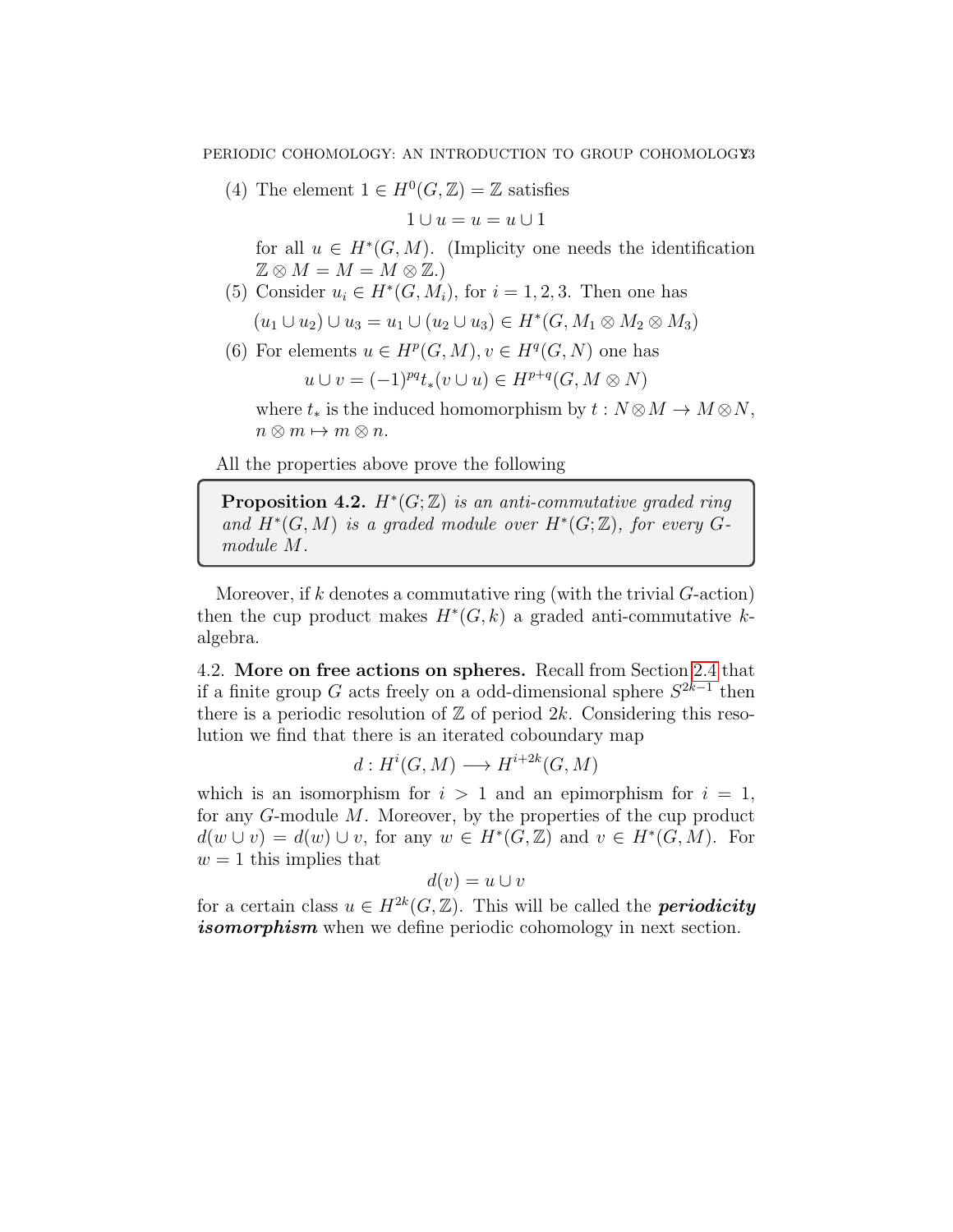(4) The element $1 \in H^0(G, \mathbb{Z}) = \mathbb{Z}$ satisfies

$$1 \cup u = u = u \cup 1$$

for all $u \in H^*(G, M)$. (Implicity one needs the identification $\mathbb{Z} \otimes M = M = M \otimes \mathbb{Z}$.)

(5) Consider $u_i \in H^*(G, M_i)$, for $i = 1, 2, 3$. Then one has

$$(u_1 \cup u_2) \cup u_3 = u_1 \cup (u_2 \cup u_3) \in H^*(G, M_1 \otimes M_2 \otimes M_3)$$

(6) For elements $u \in H^p(G, M), v \in H^q(G, N)$ one has

$$u \cup v = (-1)^{pq} t_*(v \cup u) \in H^{p+q}(G, M \otimes N)$$

where $t_*$ is the induced homomorphism by $t : N \otimes M \to M \otimes N$, $n \otimes m \mapsto m \otimes n$.

All the properties above prove the following

**Proposition 4.2.** *$H^*(G; \mathbb{Z})$ is an anti-commutative graded ring and $H^*(G, M)$ is a graded module over $H^*(G; \mathbb{Z})$, for every $G$-module $M$.*

Moreover, if $k$ denotes a commutative ring (with the trivial $G$-action) then the cup product makes $H^*(G, k)$ a graded anti-commutative $k$-algebra.

4.2. **More on free actions on spheres.** Recall from Section 2.4 that if a finite group $G$ acts freely on a odd-dimensional sphere $S^{2k-1}$ then there is a periodic resolution of $\mathbb{Z}$ of period $2k$. Considering this resolution we find that there is an iterated coboundary map

$$d : H^i(G, M) \longrightarrow H^{i+2k}(G, M)$$

which is an isomorphism for $i > 1$ and an epimorphism for $i = 1$, for any $G$-module $M$. Moreover, by the properties of the cup product $d(w \cup v) = d(w) \cup v$, for any $w \in H^*(G, \mathbb{Z})$ and $v \in H^*(G, M)$. For $w = 1$ this implies that

$$d(v) = u \cup v$$

for a certain class $u \in H^{2k}(G, \mathbb{Z})$. This will be called the ***periodicity isomorphism*** when we define periodic cohomology in next section.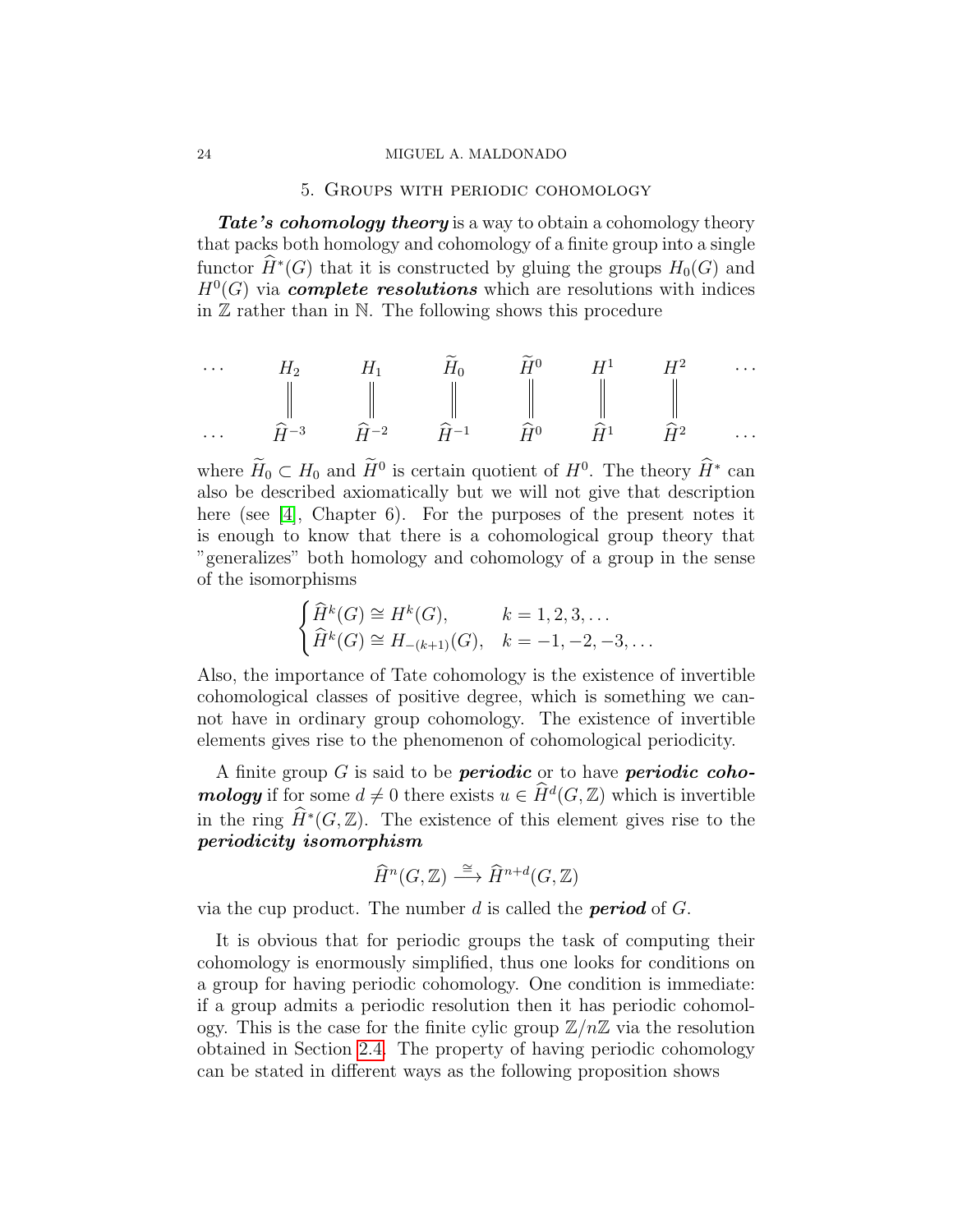## 5. Groups with periodic cohomology

***Tate's cohomology theory*** is a way to obtain a cohomology theory that packs both homology and cohomology of a finite group into a single functor $\widehat{H}^*(G)$ that it is constructed by gluing the groups $H_0(G)$ and $H^0(G)$ via ***complete resolutions*** which are resolutions with indices in $\mathbb{Z}$ rather than in $\mathbb{N}$. The following shows this procedure

$$
\begin{array}{ccccccccc}
\cdots & H_2 & H_1 & \widetilde{H}_0 & \widetilde{H}^0 & H^1 & H^2 & \cdots \\
 & \| & \| & \| & \| & \| & \| & \\
\cdots & \widehat{H}^{-3} & \widehat{H}^{-2} & \widehat{H}^{-1} & \widehat{H}^0 & \widehat{H}^1 & \widehat{H}^2 & \cdots
\end{array}
$$

where $\widetilde{H}_0 \subset H_0$ and $\widetilde{H}^0$ is certain quotient of $H^0$. The theory $\widehat{H}^*$ can also be described axiomatically but we will not give that description here (see [4], Chapter 6). For the purposes of the present notes it is enough to know that there is a cohomological group theory that "generalizes" both homology and cohomology of a group in the sense of the isomorphisms

$$
\begin{cases}
\widehat{H}^k(G) \cong H^k(G), & k = 1, 2, 3, \dots \\
\widehat{H}^k(G) \cong H_{-(k+1)}(G), & k = -1, -2, -3, \dots
\end{cases}
$$

Also, the importance of Tate cohomology is the existence of invertible cohomological classes of positive degree, which is something we cannot have in ordinary group cohomology. The existence of invertible elements gives rise to the phenomenon of cohomological periodicity.

A finite group $G$ is said to be ***periodic*** or to have ***periodic cohomology*** if for some $d \neq 0$ there exists $u \in \widehat{H}^d(G, \mathbb{Z})$ which is invertible in the ring $\widehat{H}^*(G, \mathbb{Z})$. The existence of this element gives rise to the ***periodicity isomorphism***

$$\widehat{H}^n(G, \mathbb{Z}) \xrightarrow{\cong} \widehat{H}^{n+d}(G, \mathbb{Z})$$

via the cup product. The number $d$ is called the ***period*** of $G$.

It is obvious that for periodic groups the task of computing their cohomology is enormously simplified, thus one looks for conditions on a group for having periodic cohomology. One condition is immediate: if a group admits a periodic resolution then it has periodic cohomology. This is the case for the finite cylic group $\mathbb{Z}/n\mathbb{Z}$ via the resolution obtained in Section 2.4. The property of having periodic cohomology can be stated in different ways as the following proposition shows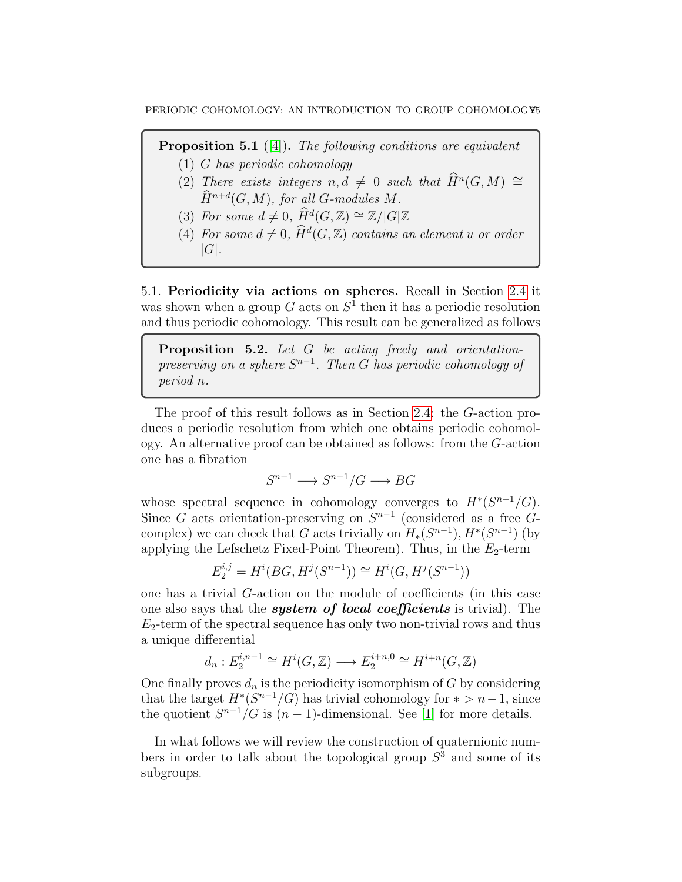**Proposition 5.1** ([4]). *The following conditions are equivalent*

1. *$G$ has periodic cohomology*
2. *There exists integers $n, d \neq 0$ such that $\widehat{H}^n(G, M) \cong \widehat{H}^{n+d}(G, M)$, for all $G$-modules $M$.*
3. *For some $d \neq 0$, $\widehat{H}^d(G, \mathbb{Z}) \cong \mathbb{Z}/|G|\mathbb{Z}$*
4. *For some $d \neq 0$, $\widehat{H}^d(G, \mathbb{Z})$ contains an element $u$ or order $|G|$.*

5.1. **Periodicity via actions on spheres.** Recall in Section 2.4 it was shown when a group $G$ acts on $S^1$ then it has a periodic resolution and thus periodic cohomology. This result can be generalized as follows

**Proposition 5.2.** *Let $G$ be acting freely and orientation-preserving on a sphere $S^{n-1}$. Then $G$ has periodic cohomology of period $n$.*

The proof of this result follows as in Section 2.4: the $G$-action produces a periodic resolution from which one obtains periodic cohomology. An alternative proof can be obtained as follows: from the $G$-action one has a fibration

$$S^{n-1} \longrightarrow S^{n-1}/G \longrightarrow BG$$

whose spectral sequence in cohomology converges to $H^*(S^{n-1}/G)$. Since $G$ acts orientation-preserving on $S^{n-1}$ (considered as a free $G$-complex) we can check that $G$ acts trivially on $H_*(S^{n-1}), H^*(S^{n-1})$ (by applying the Lefschetz Fixed-Point Theorem). Thus, in the $E_2$-term

$$E_2^{i,j} = H^i(BG, H^j(S^{n-1})) \cong H^i(G, H^j(S^{n-1}))$$

one has a trivial $G$-action on the module of coefficients (in this case one also says that the ***system of local coefficients*** is trivial). The $E_2$-term of the spectral sequence has only two non-trivial rows and thus a unique differential

$$d_n : E_2^{i,n-1} \cong H^i(G, \mathbb{Z}) \longrightarrow E_2^{i+n,0} \cong H^{i+n}(G, \mathbb{Z})$$

One finally proves $d_n$ is the periodicity isomorphism of $G$ by considering that the target $H^*(S^{n-1}/G)$ has trivial cohomology for $* > n-1$, since the quotient $S^{n-1}/G$ is $(n-1)$-dimensional. See [1] for more details.

In what follows we will review the construction of quaternionic numbers in order to talk about the topological group $S^3$ and some of its subgroups.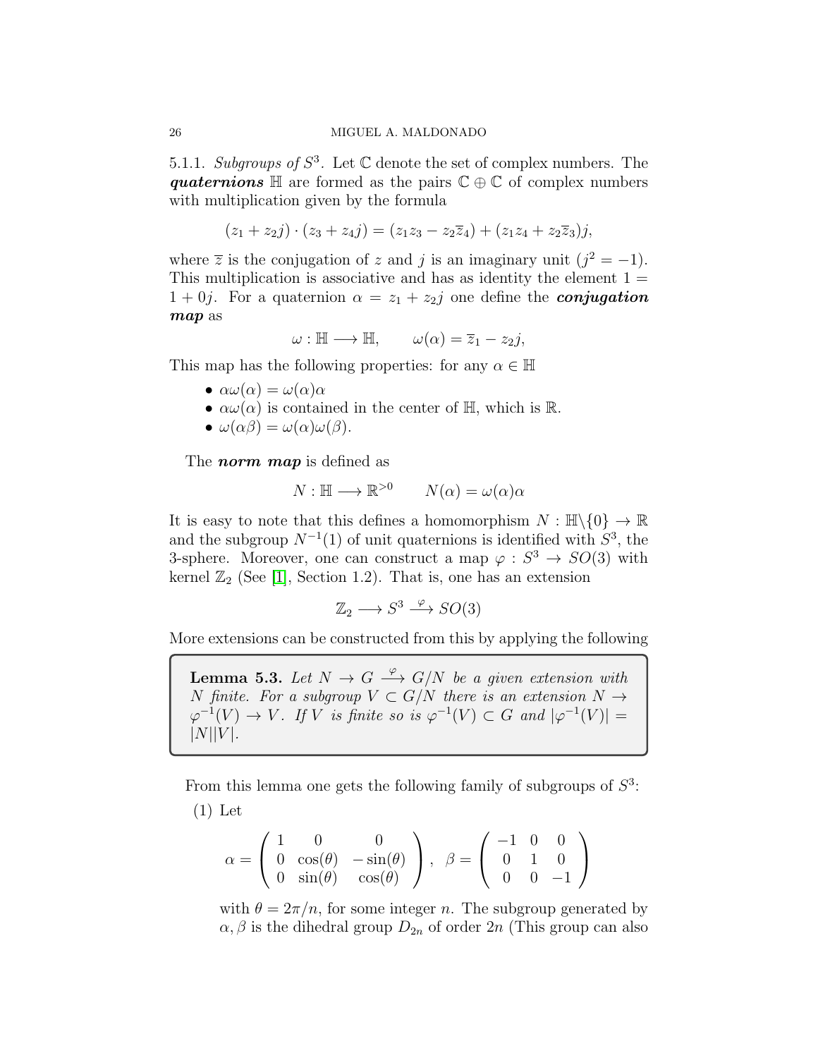5.1.1. *Subgroups of $S^3$.* Let $\mathbb{C}$ denote the set of complex numbers. The ***quaternions*** $\mathbb{H}$ are formed as the pairs $\mathbb{C} \oplus \mathbb{C}$ of complex numbers with multiplication given by the formula

$$(z_1 + z_2 j) \cdot (z_3 + z_4 j) = (z_1 z_3 - z_2 \overline{z}_4) + (z_1 z_4 + z_2 \overline{z}_3) j,$$

where $\overline{z}$ is the conjugation of $z$ and $j$ is an imaginary unit ($j^2 = -1$). This multiplication is associative and has as identity the element $1 = 1 + 0j$. For a quaternion $\alpha = z_1 + z_2 j$ one define the ***conjugation map*** as

$$\omega : \mathbb{H} \longrightarrow \mathbb{H}, \qquad \omega(\alpha) = \overline{z}_1 - z_2 j,$$

This map has the following properties: for any $\alpha \in \mathbb{H}$

- $\alpha \omega(\alpha) = \omega(\alpha) \alpha$
- $\alpha \omega(\alpha)$ is contained in the center of $\mathbb{H}$, which is $\mathbb{R}$.
- $\omega(\alpha\beta) = \omega(\alpha)\omega(\beta)$.

The ***norm map*** is defined as

$$N : \mathbb{H} \longrightarrow \mathbb{R}^{>0} \qquad N(\alpha) = \omega(\alpha)\alpha$$

It is easy to note that this defines a homomorphism $N : \mathbb{H} \backslash \{0\} \to \mathbb{R}$ and the subgroup $N^{-1}(1)$ of unit quaternions is identified with $S^3$, the 3-sphere. Moreover, one can construct a map $\varphi : S^3 \to SO(3)$ with kernel $\mathbb{Z}_2$ (See [1], Section 1.2). That is, one has an extension

$$\mathbb{Z}_2 \longrightarrow S^3 \xrightarrow{\varphi} SO(3)$$

More extensions can be constructed from this by applying the following

**Lemma 5.3.** *Let $N \to G \xrightarrow{\varphi} G/N$ be a given extension with $N$ finite. For a subgroup $V \subset G/N$ there is an extension $N \to \varphi^{-1}(V) \to V$. If $V$ is finite so is $\varphi^{-1}(V) \subset G$ and $|\varphi^{-1}(V)| = |N||V|$.*

From this lemma one gets the following family of subgroups of $S^3$:

(1) Let

$$\alpha = \begin{pmatrix} 1 & 0 & 0 \\ 0 & \cos(\theta) & -\sin(\theta) \\ 0 & \sin(\theta) & \cos(\theta) \end{pmatrix}, \quad \beta = \begin{pmatrix} -1 & 0 & 0 \\ 0 & 1 & 0 \\ 0 & 0 & -1 \end{pmatrix}$$

with $\theta = 2\pi/n$, for some integer $n$. The subgroup generated by $\alpha, \beta$ is the dihedral group $D_{2n}$ of order $2n$ (This group can also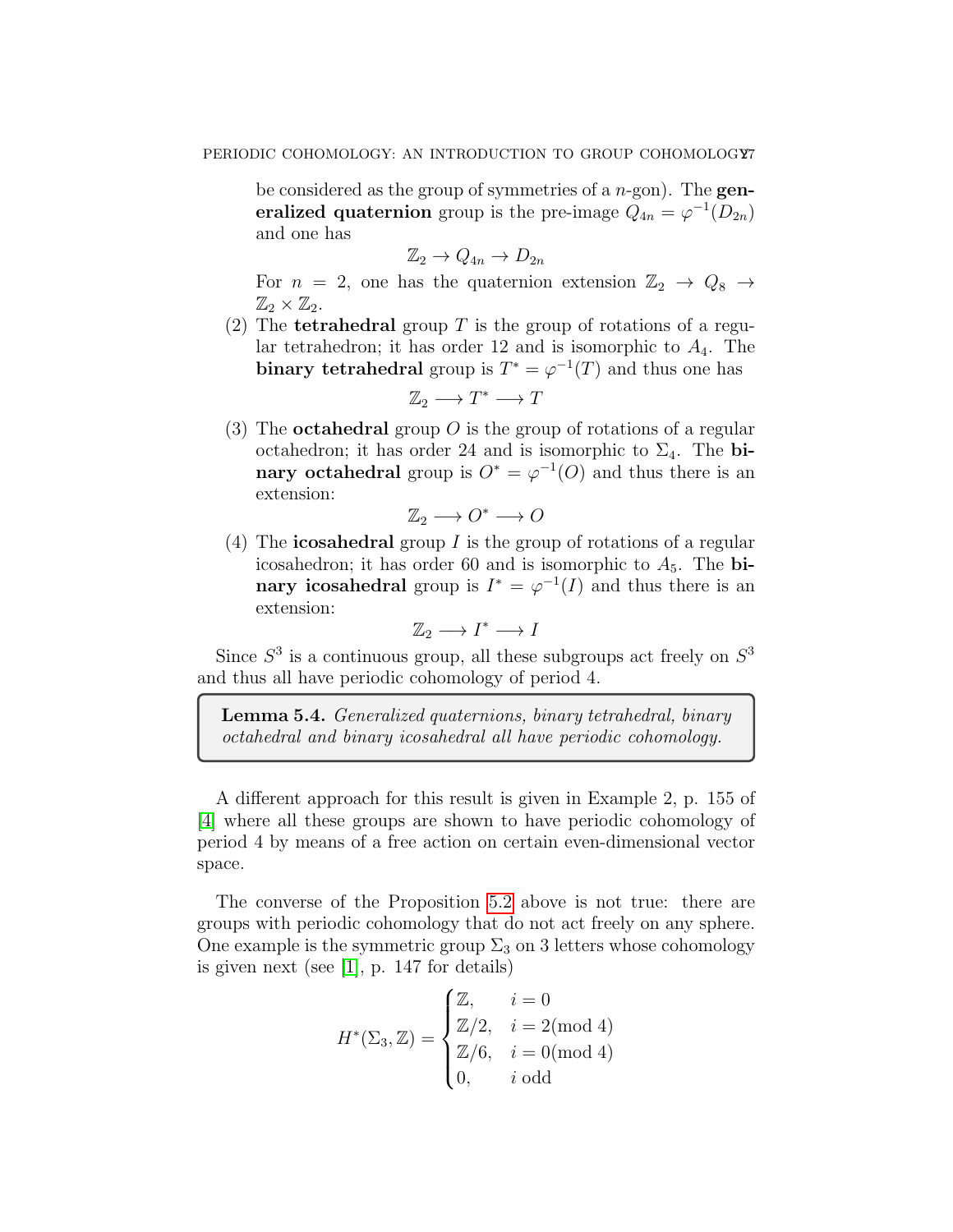be considered as the group of symmetries of a $n$-gon). The **generalized quaternion** group is the pre-image $Q_{4n} = \varphi^{-1}(D_{2n})$ and one has

$$\mathbb{Z}_2 \to Q_{4n} \to D_{2n}$$

For $n = 2$, one has the quaternion extension $\mathbb{Z}_2 \to Q_8 \to \mathbb{Z}_2 \times \mathbb{Z}_2$.

(2) The **tetrahedral** group $T$ is the group of rotations of a regular tetrahedron; it has order 12 and is isomorphic to $A_4$. The **binary tetrahedral** group is $T^* = \varphi^{-1}(T)$ and thus one has

$$\mathbb{Z}_2 \longrightarrow T^* \longrightarrow T$$

(3) The **octahedral** group $O$ is the group of rotations of a regular octahedron; it has order 24 and is isomorphic to $\Sigma_4$. The **binary octahedral** group is $O^* = \varphi^{-1}(O)$ and thus there is an extension:

$$\mathbb{Z}_2 \longrightarrow O^* \longrightarrow O$$

(4) The **icosahedral** group $I$ is the group of rotations of a regular icosahedron; it has order 60 and is isomorphic to $A_5$. The **binary icosahedral** group is $I^* = \varphi^{-1}(I)$ and thus there is an extension:

$$\mathbb{Z}_2 \longrightarrow I^* \longrightarrow I$$

Since $S^3$ is a continuous group, all these subgroups act freely on $S^3$ and thus all have periodic cohomology of period 4.

**Lemma 5.4.** *Generalized quaternions, binary tetrahedral, binary octahedral and binary icosahedral all have periodic cohomology.*

A different approach for this result is given in Example 2, p. 155 of [4] where all these groups are shown to have periodic cohomology of period 4 by means of a free action on certain even-dimensional vector space.

The converse of the Proposition 5.2 above is not true: there are groups with periodic cohomology that do not act freely on any sphere. One example is the symmetric group $\Sigma_3$ on 3 letters whose cohomology is given next (see [1], p. 147 for details)

$$H^*(\Sigma_3, \mathbb{Z}) = \begin{cases} \mathbb{Z}, & i = 0 \\ \mathbb{Z}/2, & i = 2 (\text{mod } 4) \\ \mathbb{Z}/6, & i = 0 (\text{mod } 4) \\ 0, & i \text{ odd} \end{cases}$$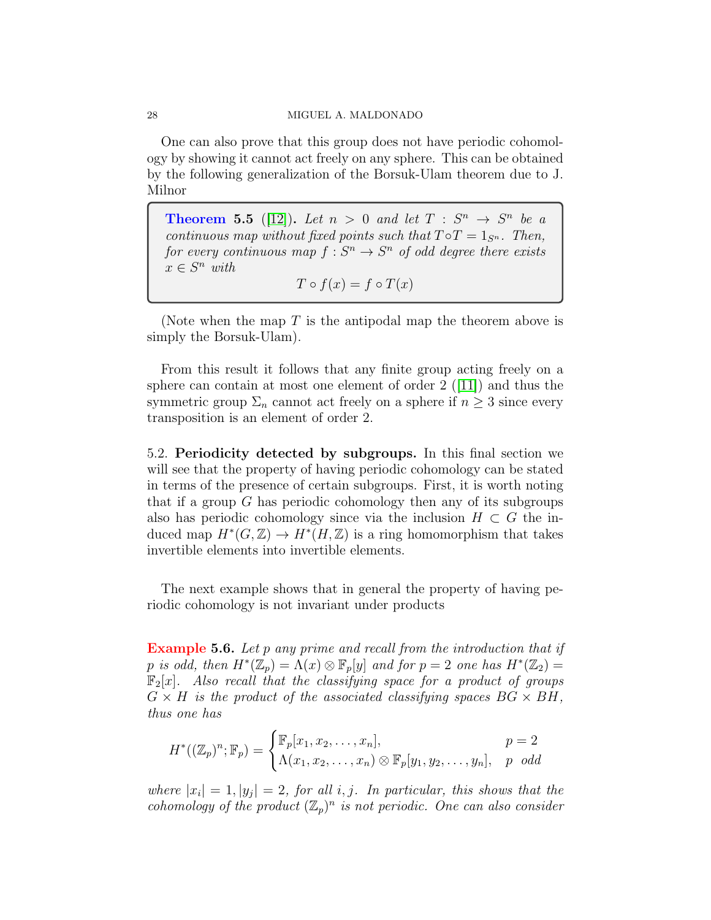One can also prove that this group does not have periodic cohomology by showing it cannot act freely on any sphere. This can be obtained by the following generalization of the Borsuk-Ulam theorem due to J. Milnor

**Theorem 5.5** ([12]). *Let $n > 0$ and let $T : S^n \to S^n$ be a continuous map without fixed points such that $T \circ T = 1_{S^n}$. Then, for every continuous map $f : S^n \to S^n$ of odd degree there exists $x \in S^n$ with*

$$T \circ f(x) = f \circ T(x)$$

(Note when the map $T$ is the antipodal map the theorem above is simply the Borsuk-Ulam).

From this result it follows that any finite group acting freely on a sphere can contain at most one element of order 2 ([11]) and thus the symmetric group $\Sigma_n$ cannot act freely on a sphere if $n \geq 3$ since every transposition is an element of order 2.

5.2. **Periodicity detected by subgroups.** In this final section we will see that the property of having periodic cohomology can be stated in terms of the presence of certain subgroups. First, it is worth noting that if a group $G$ has periodic cohomology then any of its subgroups also has periodic cohomology since via the inclusion $H \subset G$ the induced map $H^*(G, \mathbb{Z}) \to H^*(H, \mathbb{Z})$ is a ring homomorphism that takes invertible elements into invertible elements.

The next example shows that in general the property of having periodic cohomology is not invariant under products

**Example 5.6.** *Let $p$ any prime and recall from the introduction that if $p$ is odd, then $H^*(\mathbb{Z}_p) = \Lambda(x) \otimes \mathbb{F}_p[y]$ and for $p = 2$ one has $H^*(\mathbb{Z}_2) = \mathbb{F}_2[x]$. Also recall that the classifying space for a product of groups $G \times H$ is the product of the associated classifying spaces $BG \times BH$, thus one has*

$$H^*((\mathbb{Z}_p)^n; \mathbb{F}_p) = \begin{cases} \mathbb{F}_p[x_1, x_2, \ldots, x_n], & p = 2 \\ \Lambda(x_1, x_2, \ldots, x_n) \otimes \mathbb{F}_p[y_1, y_2, \ldots, y_n], & p \;\; odd \end{cases}$$

*where $|x_i| = 1, |y_j| = 2$, for all $i, j$. In particular, this shows that the cohomology of the product $(\mathbb{Z}_p)^n$ is not periodic. One can also consider*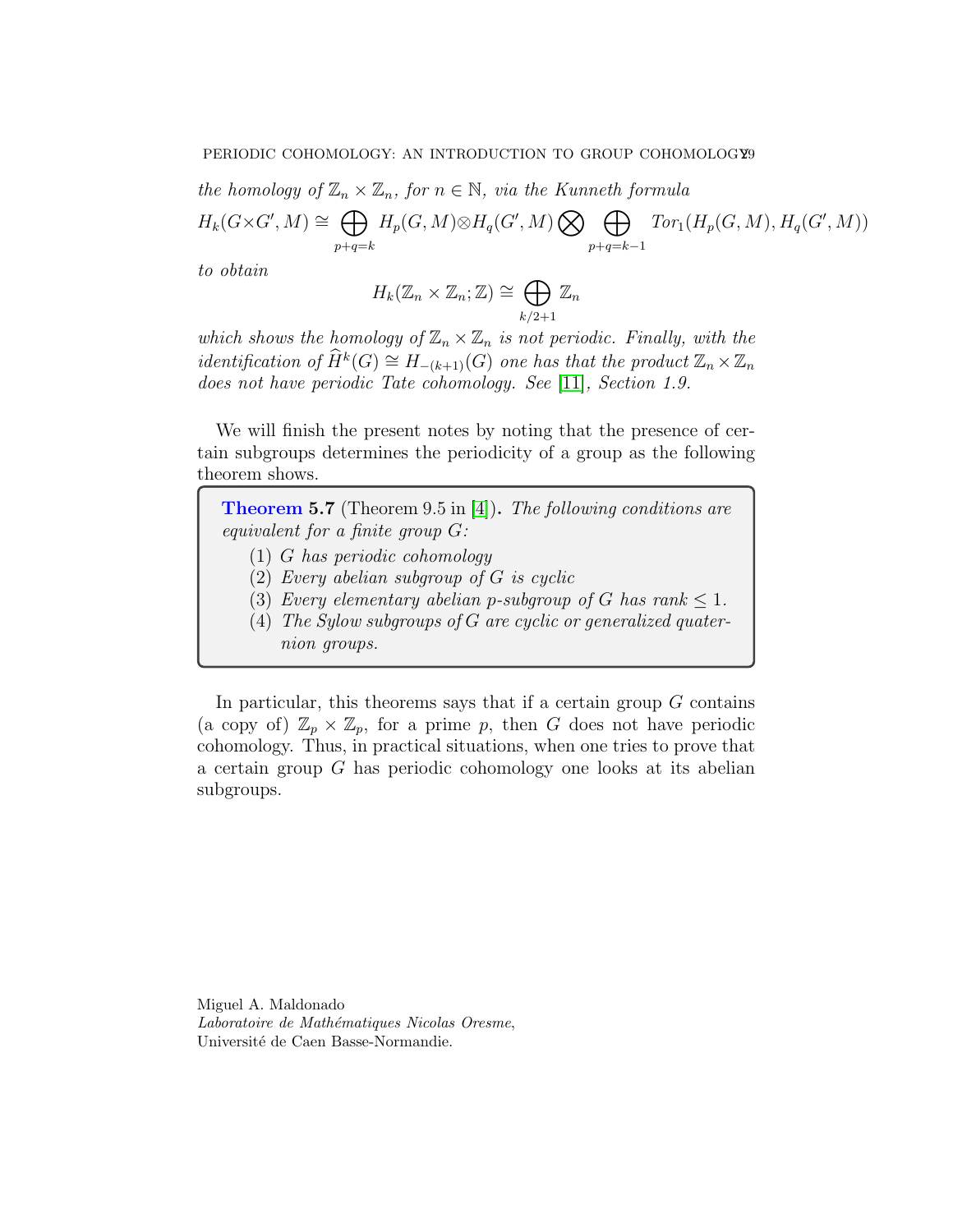*the homology of $\mathbb{Z}_n \times \mathbb{Z}_n$, for $n \in \mathbb{N}$, via the Kunneth formula*

$$H_k(G \times G', M) \cong \bigoplus_{p+q=k} H_p(G,M) \otimes H_q(G',M) \bigotimes \bigoplus_{p+q=k-1} Tor_1(H_p(G,M), H_q(G',M))$$

*to obtain*

$$H_k(\mathbb{Z}_n \times \mathbb{Z}_n; \mathbb{Z}) \cong \bigoplus_{k/2+1} \mathbb{Z}_n$$

*which shows the homology of $\mathbb{Z}_n \times \mathbb{Z}_n$ is not periodic. Finally, with the identification of $\widehat{H}^k(G) \cong H_{-(k+1)}(G)$ one has that the product $\mathbb{Z}_n \times \mathbb{Z}_n$ does not have periodic Tate cohomology. See [11], Section 1.9.*

We will finish the present notes by noting that the presence of certain subgroups determines the periodicity of a group as the following theorem shows.

**Theorem 5.7** (Theorem 9.5 in [4])**.** *The following conditions are equivalent for a finite group $G$:*

1. *$G$ has periodic cohomology*
2. *Every abelian subgroup of $G$ is cyclic*
3. *Every elementary abelian $p$-subgroup of $G$ has rank $\leq 1$.*
4. *The Sylow subgroups of $G$ are cyclic or generalized quaternion groups.*

In particular, this theorems says that if a certain group $G$ contains (a copy of) $\mathbb{Z}_p \times \mathbb{Z}_p$, for a prime $p$, then $G$ does not have periodic cohomology. Thus, in practical situations, when one tries to prove that a certain group $G$ has periodic cohomology one looks at its abelian subgroups.

Miguel A. Maldonado
*Laboratoire de Mathématiques Nicolas Oresme*,
Université de Caen Basse-Normandie.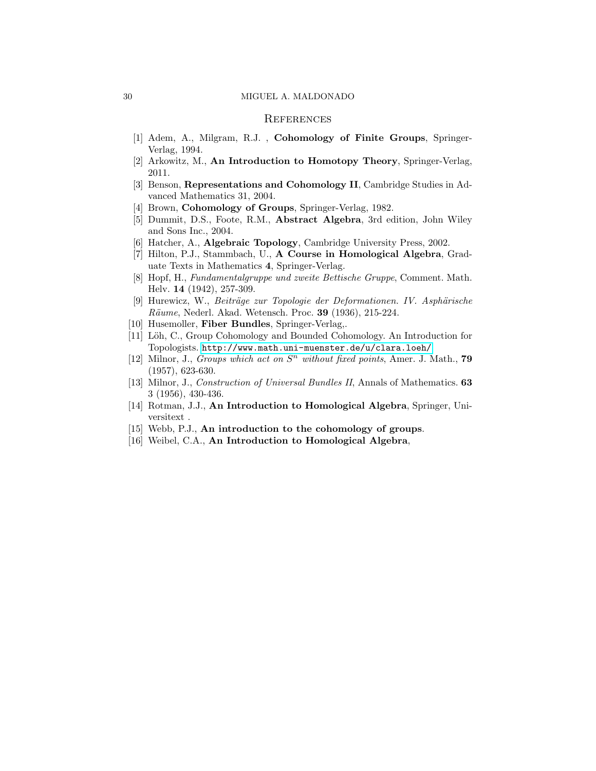## References

[1] Adem, A., Milgram, R.J. , **Cohomology of Finite Groups**, Springer-Verlag, 1994.

[2] Arkowitz, M., **An Introduction to Homotopy Theory**, Springer-Verlag, 2011.

[3] Benson, **Representations and Cohomology II**, Cambridge Studies in Advanced Mathematics 31, 2004.

[4] Brown, **Cohomology of Groups**, Springer-Verlag, 1982.

[5] Dummit, D.S., Foote, R.M., **Abstract Algebra**, 3rd edition, John Wiley and Sons Inc., 2004.

[6] Hatcher, A., **Algebraic Topology**, Cambridge University Press, 2002.

[7] Hilton, P.J., Stammbach, U., **A Course in Homological Algebra**, Graduate Texts in Mathematics **4**, Springer-Verlag.

[8] Hopf, H., *Fundamentalgruppe und zweite Bettische Gruppe*, Comment. Math. Helv. **14** (1942), 257-309.

[9] Hurewicz, W., *Beiträge zur Topologie der Deformationen. IV. Asphärische Räume*, Nederl. Akad. Wetensch. Proc. **39** (1936), 215-224.

[10] Husemoller, **Fiber Bundles**, Springer-Verlag,.

[11] Löh, C., Group Cohomology and Bounded Cohomology. An Introduction for Topologists. http://www.math.uni-muenster.de/u/clara.loeh/

[12] Milnor, J., *Groups which act on $S^n$ without fixed points*, Amer. J. Math., **79** (1957), 623-630.

[13] Milnor, J., *Construction of Universal Bundles II*, Annals of Mathematics. **63** 3 (1956), 430-436.

[14] Rotman, J.J., **An Introduction to Homological Algebra**, Springer, Universitext .

[15] Webb, P.J., **An introduction to the cohomology of groups**.

[16] Weibel, C.A., **An Introduction to Homological Algebra**,